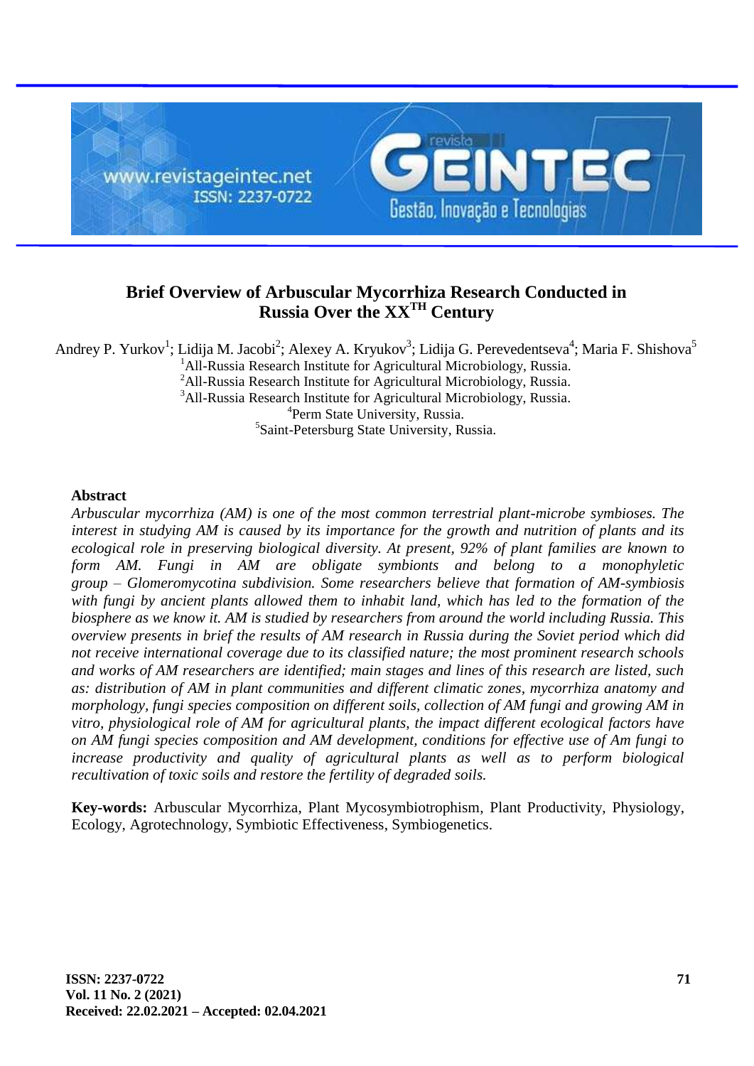# Brief Overview of Arbuscular Mycorrhiza Research Conducted in Russia Over the XX$^{TH}$ Century

Andrey P. Yurkov[1]; Lidija M. Jacobi[2]; Alexey A. Kryukov[3]; Lidija G. Perevedentseva[4]; Maria F. Shishova[5]

[1]All-Russia Research Institute for Agricultural Microbiology, Russia.
[2]All-Russia Research Institute for Agricultural Microbiology, Russia.
[3]All-Russia Research Institute for Agricultural Microbiology, Russia.
[4]Perm State University, Russia.
[5]Saint-Petersburg State University, Russia.

## Abstract

*Arbuscular mycorrhiza (AM) is one of the most common terrestrial plant-microbe symbioses. The interest in studying AM is caused by its importance for the growth and nutrition of plants and its ecological role in preserving biological diversity. At present, 92% of plant families are known to form AM. Fungi in AM are obligate symbionts and belong to a monophyletic group – Glomeromycotina subdivision. Some researchers believe that formation of AM-symbiosis with fungi by ancient plants allowed them to inhabit land, which has led to the formation of the biosphere as we know it. AM is studied by researchers from around the world including Russia. This overview presents in brief the results of AM research in Russia during the Soviet period which did not receive international coverage due to its classified nature; the most prominent research schools and works of AM researchers are identified; main stages and lines of this research are listed, such as: distribution of AM in plant communities and different climatic zones, mycorrhiza anatomy and morphology, fungi species composition on different soils, collection of AM fungi and growing AM in vitro, physiological role of AM for agricultural plants, the impact different ecological factors have on AM fungi species composition and AM development, conditions for effective use of Am fungi to increase productivity and quality of agricultural plants as well as to perform biological recultivation of toxic soils and restore the fertility of degraded soils.*

**Key-words:** Arbuscular Mycorrhiza, Plant Mycosymbiotrophism, Plant Productivity, Physiology, Ecology, Agrotechnology, Symbiotic Effectiveness, Symbiogenetics.

**Received: 22.02.2021 – Accepted: 02.04.2021**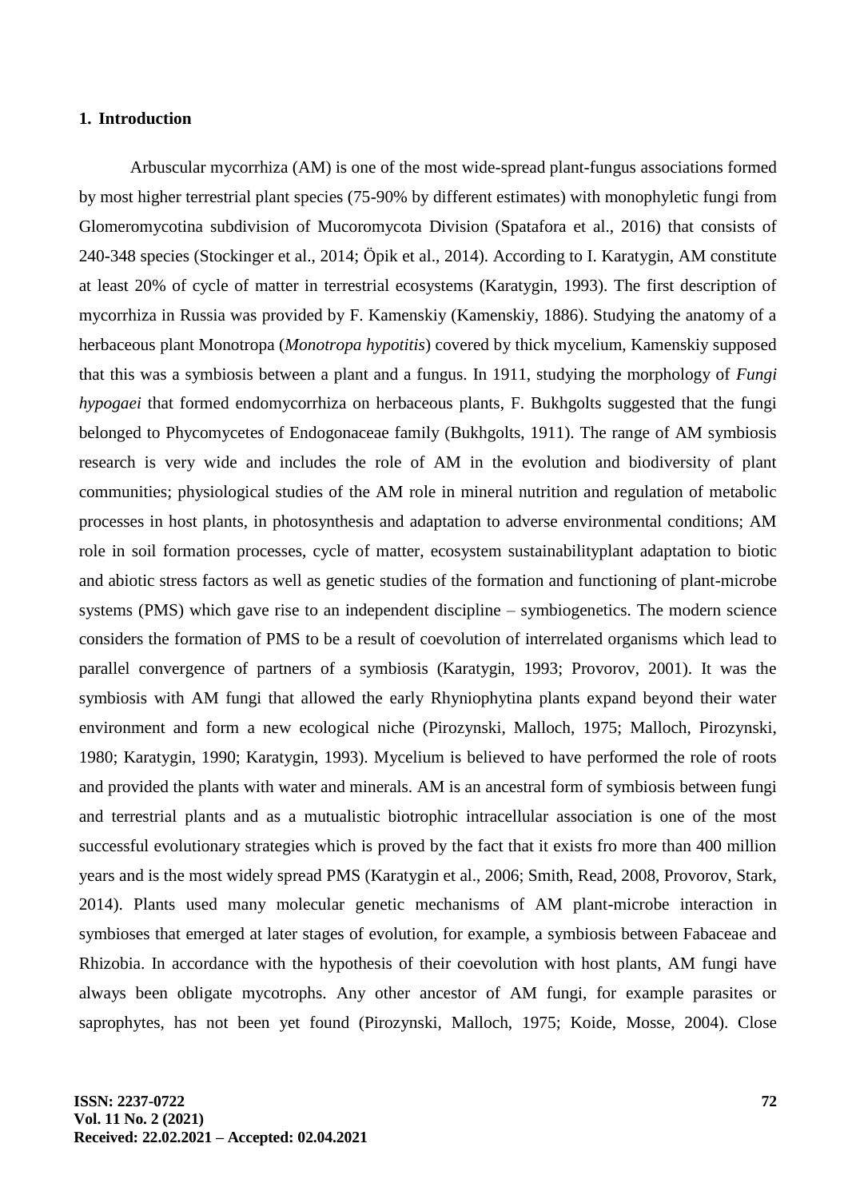## 1. Introduction

Arbuscular mycorrhiza (AM) is one of the most wide-spread plant-fungus associations formed by most higher terrestrial plant species (75-90% by different estimates) with monophyletic fungi from Glomeromycotina subdivision of Mucoromycota Division (Spatafora et al., 2016) that consists of 240-348 species (Stockinger et al., 2014; Öpik et al., 2014). According to I. Karatygin, AM constitute at least 20% of cycle of matter in terrestrial ecosystems (Karatygin, 1993). The first description of mycorrhiza in Russia was provided by F. Kamenskiy (Kamenskiy, 1886). Studying the anatomy of a herbaceous plant Monotropa (*Monotropa hypotitis*) covered by thick mycelium, Kamenskiy supposed that this was a symbiosis between a plant and a fungus. In 1911, studying the morphology of *Fungi hypogaei* that formed endomycorrhiza on herbaceous plants, F. Bukhgolts suggested that the fungi belonged to Phycomycetes of Endogonaceae family (Bukhgolts, 1911). The range of AM symbiosis research is very wide and includes the role of AM in the evolution and biodiversity of plant communities; physiological studies of the AM role in mineral nutrition and regulation of metabolic processes in host plants, in photosynthesis and adaptation to adverse environmental conditions; AM role in soil formation processes, cycle of matter, ecosystem sustainabilityplant adaptation to biotic and abiotic stress factors as well as genetic studies of the formation and functioning of plant-microbe systems (PMS) which gave rise to an independent discipline – symbiogenetics. The modern science considers the formation of PMS to be a result of coevolution of interrelated organisms which lead to parallel convergence of partners of a symbiosis (Karatygin, 1993; Provorov, 2001). It was the symbiosis with AM fungi that allowed the early Rhyniophytina plants expand beyond their water environment and form a new ecological niche (Pirozynski, Malloch, 1975; Malloch, Pirozynski, 1980; Karatygin, 1990; Karatygin, 1993). Mycelium is believed to have performed the role of roots and provided the plants with water and minerals. AM is an ancestral form of symbiosis between fungi and terrestrial plants and as a mutualistic biotrophic intracellular association is one of the most successful evolutionary strategies which is proved by the fact that it exists fro more than 400 million years and is the most widely spread PMS (Karatygin et al., 2006; Smith, Read, 2008, Provorov, Stark, 2014). Plants used many molecular genetic mechanisms of AM plant-microbe interaction in symbioses that emerged at later stages of evolution, for example, a symbiosis between Fabaceae and Rhizobia. In accordance with the hypothesis of their coevolution with host plants, AM fungi have always been obligate mycotrophs. Any other ancestor of AM fungi, for example parasites or saprophytes, has not been yet found (Pirozynski, Malloch, 1975; Koide, Mosse, 2004). Close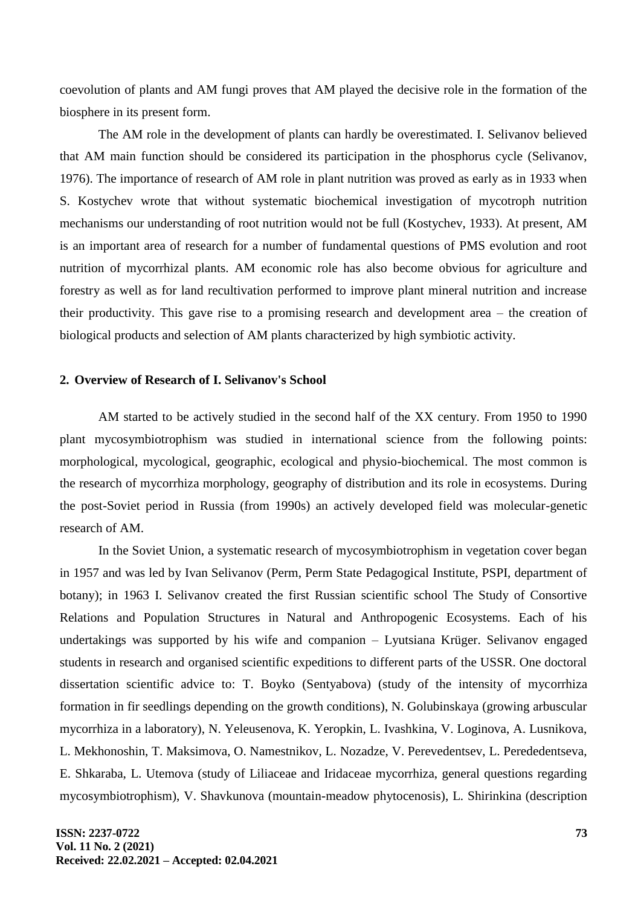coevolution of plants and AM fungi proves that AM played the decisive role in the formation of the biosphere in its present form.

The AM role in the development of plants can hardly be overestimated. I. Selivanov believed that AM main function should be considered its participation in the phosphorus cycle (Selivanov, 1976). The importance of research of AM role in plant nutrition was proved as early as in 1933 when S. Kostychev wrote that without systematic biochemical investigation of mycotroph nutrition mechanisms our understanding of root nutrition would not be full (Kostychev, 1933). At present, AM is an important area of research for a number of fundamental questions of PMS evolution and root nutrition of mycorrhizal plants. AM economic role has also become obvious for agriculture and forestry as well as for land recultivation performed to improve plant mineral nutrition and increase their productivity. This gave rise to a promising research and development area – the creation of biological products and selection of AM plants characterized by high symbiotic activity.

## 2. Overview of Research of I. Selivanov's School

AM started to be actively studied in the second half of the XX century. From 1950 to 1990 plant mycosymbiotrophism was studied in international science from the following points: morphological, mycological, geographic, ecological and physio-biochemical. The most common is the research of mycorrhiza morphology, geography of distribution and its role in ecosystems. During the post-Soviet period in Russia (from 1990s) an actively developed field was molecular-genetic research of AM.

In the Soviet Union, a systematic research of mycosymbiotrophism in vegetation cover began in 1957 and was led by Ivan Selivanov (Perm, Perm State Pedagogical Institute, PSPI, department of botany); in 1963 I. Selivanov created the first Russian scientific school The Study of Consortive Relations and Population Structures in Natural and Anthropogenic Ecosystems. Each of his undertakings was supported by his wife and companion – Lyutsiana Krüger. Selivanov engaged students in research and organised scientific expeditions to different parts of the USSR. One doctoral dissertation scientific advice to: T. Boyko (Sentyabova) (study of the intensity of mycorrhiza formation in fir seedlings depending on the growth conditions), N. Golubinskaya (growing arbuscular mycorrhiza in a laboratory), N. Yeleusenova, K. Yeropkin, L. Ivashkina, V. Loginova, A. Lusnikova, L. Mekhonoshin, T. Maksimova, O. Namestnikov, L. Nozadze, V. Perevedentsev, L. Perededentseva, E. Shkaraba, L. Utemova (study of Liliaceae and Iridaceae mycorrhiza, general questions regarding mycosymbiotrophism), V. Shavkunova (mountain-meadow phytocenosis), L. Shirinkina (description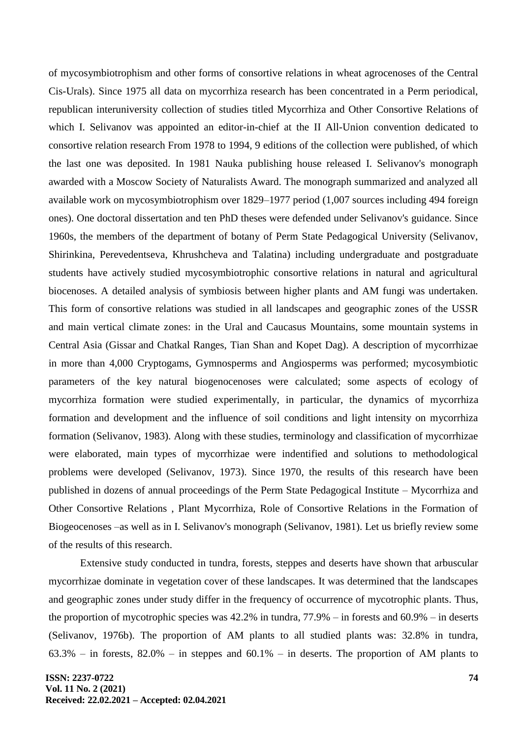of mycosymbiotrophism and other forms of consortive relations in wheat agrocenoses of the Central Cis-Urals). Since 1975 all data on mycorrhiza research has been concentrated in a Perm periodical, republican interuniversity collection of studies titled Mycorrhiza and Other Consortive Relations of which I. Selivanov was appointed an editor-in-chief at the II All-Union convention dedicated to consortive relation research From 1978 to 1994, 9 editions of the collection were published, of which the last one was deposited. In 1981 Nauka publishing house released I. Selivanov's monograph awarded with a Moscow Society of Naturalists Award. The monograph summarized and analyzed all available work on mycosymbiotrophism over 1829–1977 period (1,007 sources including 494 foreign ones). One doctoral dissertation and ten PhD theses were defended under Selivanov's guidance. Since 1960s, the members of the department of botany of Perm State Pedagogical University (Selivanov, Shirinkina, Perevedentseva, Khrushcheva and Talatina) including undergraduate and postgraduate students have actively studied mycosymbiotrophic consortive relations in natural and agricultural biocenoses. A detailed analysis of symbiosis between higher plants and AM fungi was undertaken. This form of consortive relations was studied in all landscapes and geographic zones of the USSR and main vertical climate zones: in the Ural and Caucasus Mountains, some mountain systems in Central Asia (Gissar and Chatkal Ranges, Tian Shan and Kopet Dag). A description of mycorrhizae in more than 4,000 Cryptogams, Gymnosperms and Angiosperms was performed; mycosymbiotic parameters of the key natural biogenocenoses were calculated; some aspects of ecology of mycorrhiza formation were studied experimentally, in particular, the dynamics of mycorrhiza formation and development and the influence of soil conditions and light intensity on mycorrhiza formation (Selivanov, 1983). Along with these studies, terminology and classification of mycorrhizae were elaborated, main types of mycorrhizae were indentified and solutions to methodological problems were developed (Selivanov, 1973). Since 1970, the results of this research have been published in dozens of annual proceedings of the Perm State Pedagogical Institute – Mycorrhiza and Other Consortive Relations , Plant Mycorrhiza, Role of Consortive Relations in the Formation of Biogeocenoses –as well as in I. Selivanov's monograph (Selivanov, 1981). Let us briefly review some of the results of this research.

Extensive study conducted in tundra, forests, steppes and deserts have shown that arbuscular mycorrhizae dominate in vegetation cover of these landscapes. It was determined that the landscapes and geographic zones under study differ in the frequency of occurrence of mycotrophic plants. Thus, the proportion of mycotrophic species was 42.2% in tundra, 77.9% – in forests and 60.9% – in deserts (Selivanov, 1976b). The proportion of AM plants to all studied plants was: 32.8% in tundra, 63.3% – in forests, 82.0% – in steppes and 60.1% – in deserts. The proportion of AM plants to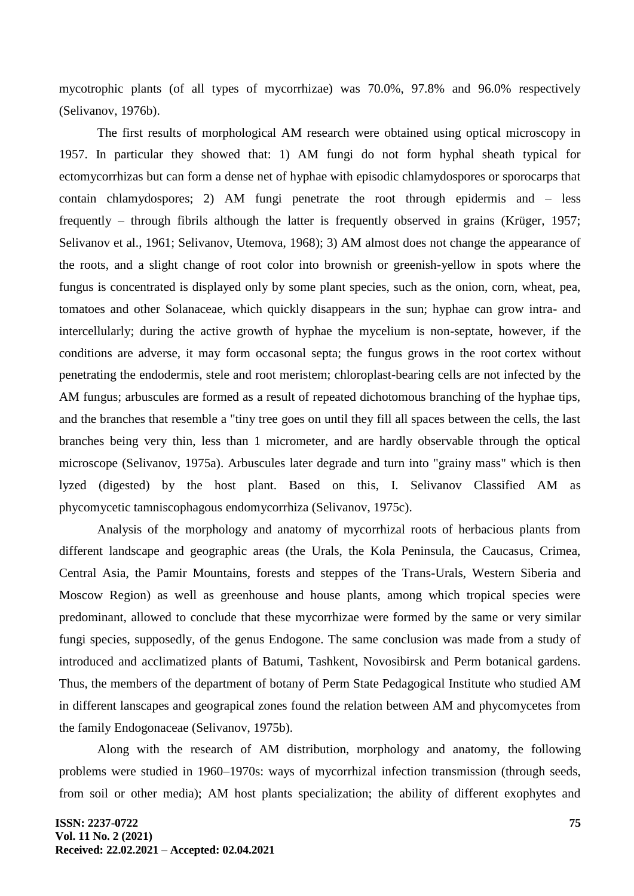mycotrophic plants (of all types of mycorrhizae) was 70.0%, 97.8% and 96.0% respectively (Selivanov, 1976b).

The first results of morphological AM research were obtained using optical microscopy in 1957. In particular they showed that: 1) AM fungi do not form hyphal sheath typical for ectomycorrhizas but can form a dense net of hyphae with episodic chlamydospores or sporocarps that contain chlamydospores; 2) AM fungi penetrate the root through epidermis and – less frequently – through fibrils although the latter is frequently observed in grains (Krüger, 1957; Selivanov et al., 1961; Selivanov, Utemova, 1968); 3) AM almost does not change the appearance of the roots, and a slight change of root color into brownish or greenish-yellow in spots where the fungus is concentrated is displayed only by some plant species, such as the onion, corn, wheat, pea, tomatoes and other Solanaceae, which quickly disappears in the sun; hyphae can grow intra- and intercellularly; during the active growth of hyphae the mycelium is non-septate, however, if the conditions are adverse, it may form occasonal septa; the fungus grows in the root cortex without penetrating the endodermis, stele and root meristem; chloroplast-bearing cells are not infected by the AM fungus; arbuscules are formed as a result of repeated dichotomous branching of the hyphae tips, and the branches that resemble a "tiny tree goes on until they fill all spaces between the cells, the last branches being very thin, less than 1 micrometer, and are hardly observable through the optical microscope (Selivanov, 1975a). Arbuscules later degrade and turn into "grainy mass" which is then lyzed (digested) by the host plant. Based on this, I. Selivanov Classified AM as phycomycetic tamniscophagous endomycorrhiza (Selivanov, 1975c).

Analysis of the morphology and anatomy of mycorrhizal roots of herbacious plants from different landscape and geographic areas (the Urals, the Kola Peninsula, the Caucasus, Crimea, Central Asia, the Pamir Mountains, forests and steppes of the Trans-Urals, Western Siberia and Moscow Region) as well as greenhouse and house plants, among which tropical species were predominant, allowed to conclude that these mycorrhizae were formed by the same or very similar fungi species, supposedly, of the genus Endogone. The same conclusion was made from a study of introduced and acclimatized plants of Batumi, Tashkent, Novosibirsk and Perm botanical gardens. Thus, the members of the department of botany of Perm State Pedagogical Institute who studied AM in different lanscapes and geograpical zones found the relation between AM and phycomycetes from the family Endogonaceae (Selivanov, 1975b).

Along with the research of AM distribution, morphology and anatomy, the following problems were studied in 1960–1970s: ways of mycorrhizal infection transmission (through seeds, from soil or other media); AM host plants specialization; the ability of different exophytes and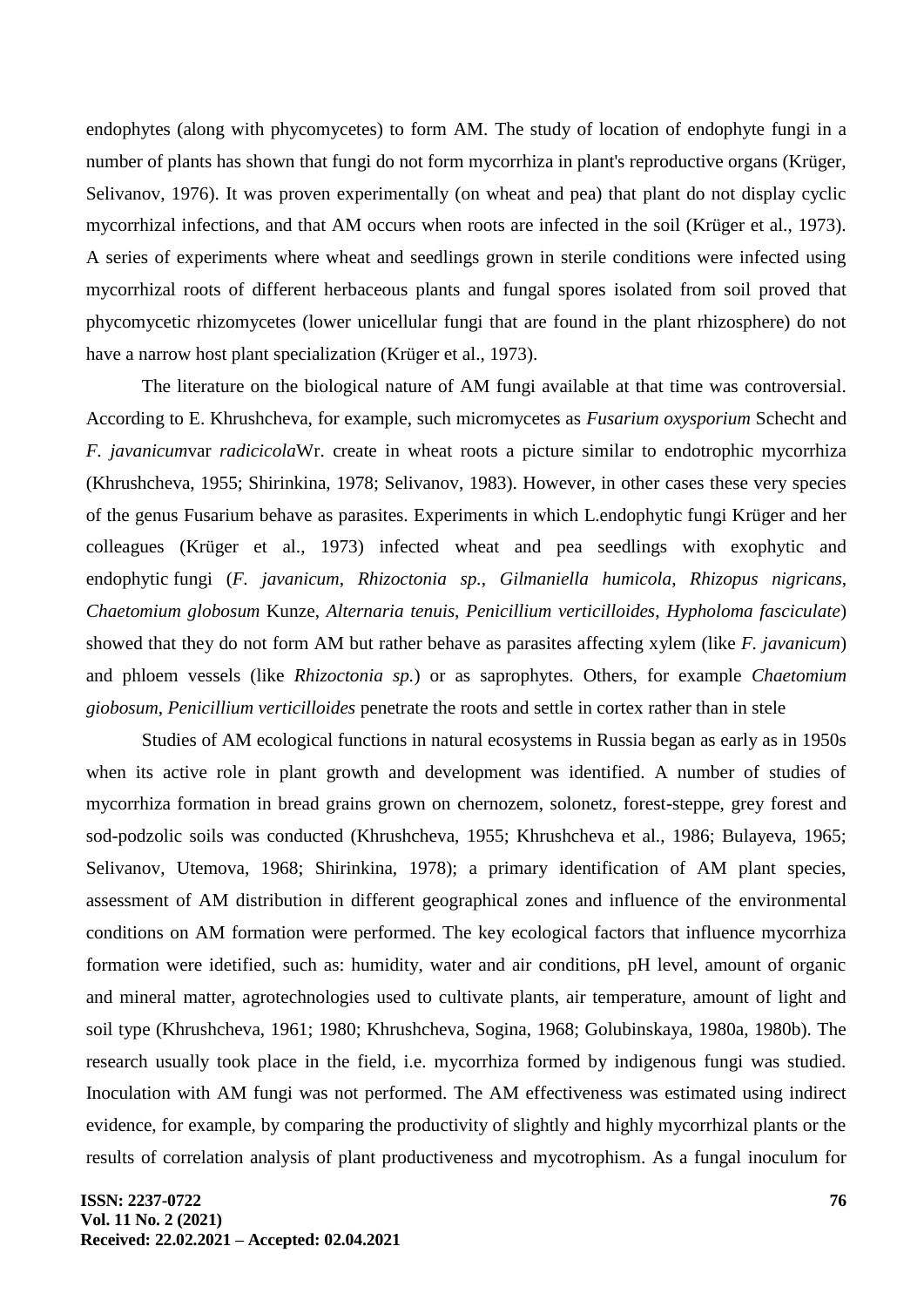endophytes (along with phycomycetes) to form AM. The study of location of endophyte fungi in a number of plants has shown that fungi do not form mycorrhiza in plant's reproductive organs (Krüger, Selivanov, 1976). It was proven experimentally (on wheat and pea) that plant do not display cyclic mycorrhizal infections, and that AM occurs when roots are infected in the soil (Krüger et al., 1973). A series of experiments where wheat and seedlings grown in sterile conditions were infected using mycorrhizal roots of different herbaceous plants and fungal spores isolated from soil proved that phycomycetic rhizomycetes (lower unicellular fungi that are found in the plant rhizosphere) do not have a narrow host plant specialization (Krüger et al., 1973).

The literature on the biological nature of AM fungi available at that time was controversial. According to E. Khrushcheva, for example, such micromycetes as *Fusarium oxysporium* Schecht and *F. javanicum*var *radicicola*Wr. create in wheat roots a picture similar to endotrophic mycorrhiza (Khrushcheva, 1955; Shirinkina, 1978; Selivanov, 1983). However, in other cases these very species of the genus Fusarium behave as parasites. Experiments in which L.endophytic fungi Krüger and her colleagues (Krüger et al., 1973) infected wheat and pea seedlings with exophytic and endophytic fungi (*F. javanicum*, *Rhizoctonia sp.*, *Gilmaniella humicola*, *Rhizopus nigricans*, *Chaetomium globosum* Kunze, *Alternaria tenuis*, *Penicillium verticilloides*, *Hypholoma fasciculate*) showed that they do not form AM but rather behave as parasites affecting xylem (like *F. javanicum*) and phloem vessels (like *Rhizoctonia sp.*) or as saprophytes. Others, for example *Chaetomium giobosum*, *Penicillium verticilloides* penetrate the roots and settle in cortex rather than in stele

Studies of AM ecological functions in natural ecosystems in Russia began as early as in 1950s when its active role in plant growth and development was identified. A number of studies of mycorrhiza formation in bread grains grown on chernozem, solonetz, forest-steppe, grey forest and sod-podzolic soils was conducted (Khrushcheva, 1955; Khrushcheva et al., 1986; Bulayeva, 1965; Selivanov, Utemova, 1968; Shirinkina, 1978); a primary identification of AM plant species, assessment of AM distribution in different geographical zones and influence of the environmental conditions on AM formation were performed. The key ecological factors that influence mycorrhiza formation were idetified, such as: humidity, water and air conditions, pH level, amount of organic and mineral matter, agrotechnologies used to cultivate plants, air temperature, amount of light and soil type (Khrushcheva, 1961; 1980; Khrushcheva, Sogina, 1968; Golubinskaya, 1980a, 1980b). The research usually took place in the field, i.e. mycorrhiza formed by indigenous fungi was studied. Inoculation with AM fungi was not performed. The AM effectiveness was estimated using indirect evidence, for example, by comparing the productivity of slightly and highly mycorrhizal plants or the results of correlation analysis of plant productiveness and mycotrophism. As a fungal inoculum for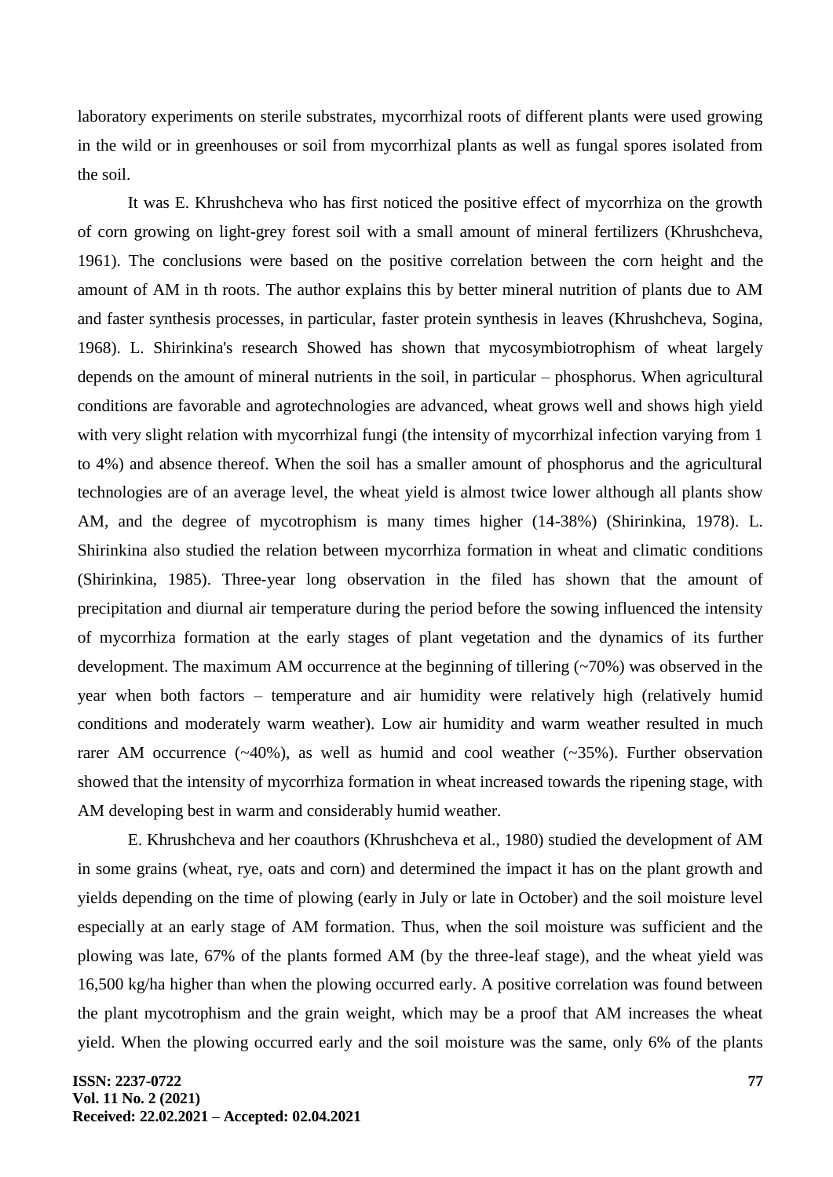laboratory experiments on sterile substrates, mycorrhizal roots of different plants were used growing in the wild or in greenhouses or soil from mycorrhizal plants as well as fungal spores isolated from the soil.

It was E. Khrushcheva who has first noticed the positive effect of mycorrhiza on the growth of corn growing on light-grey forest soil with a small amount of mineral fertilizers (Khrushcheva, 1961). The conclusions were based on the positive correlation between the corn height and the amount of AM in th roots. The author explains this by better mineral nutrition of plants due to AM and faster synthesis processes, in particular, faster protein synthesis in leaves (Khrushcheva, Sogina, 1968). L. Shirinkina's research Showed has shown that mycosymbiotrophism of wheat largely depends on the amount of mineral nutrients in the soil, in particular – phosphorus. When agricultural conditions are favorable and agrotechnologies are advanced, wheat grows well and shows high yield with very slight relation with mycorrhizal fungi (the intensity of mycorrhizal infection varying from 1 to 4%) and absence thereof. When the soil has a smaller amount of phosphorus and the agricultural technologies are of an average level, the wheat yield is almost twice lower although all plants show AM, and the degree of mycotrophism is many times higher (14-38%) (Shirinkina, 1978). L. Shirinkina also studied the relation between mycorrhiza formation in wheat and climatic conditions (Shirinkina, 1985). Three-year long observation in the filed has shown that the amount of precipitation and diurnal air temperature during the period before the sowing influenced the intensity of mycorrhiza formation at the early stages of plant vegetation and the dynamics of its further development. The maximum AM occurrence at the beginning of tillering (~70%) was observed in the year when both factors – temperature and air humidity were relatively high (relatively humid conditions and moderately warm weather). Low air humidity and warm weather resulted in much rarer AM occurrence (~40%), as well as humid and cool weather (~35%). Further observation showed that the intensity of mycorrhiza formation in wheat increased towards the ripening stage, with AM developing best in warm and considerably humid weather.

E. Khrushcheva and her coauthors (Khrushcheva et al., 1980) studied the development of AM in some grains (wheat, rye, oats and corn) and determined the impact it has on the plant growth and yields depending on the time of plowing (early in July or late in October) and the soil moisture level especially at an early stage of AM formation. Thus, when the soil moisture was sufficient and the plowing was late, 67% of the plants formed AM (by the three-leaf stage), and the wheat yield was 16,500 kg/ha higher than when the plowing occurred early. A positive correlation was found between the plant mycotrophism and the grain weight, which may be a proof that AM increases the wheat yield. When the plowing occurred early and the soil moisture was the same, only 6% of the plants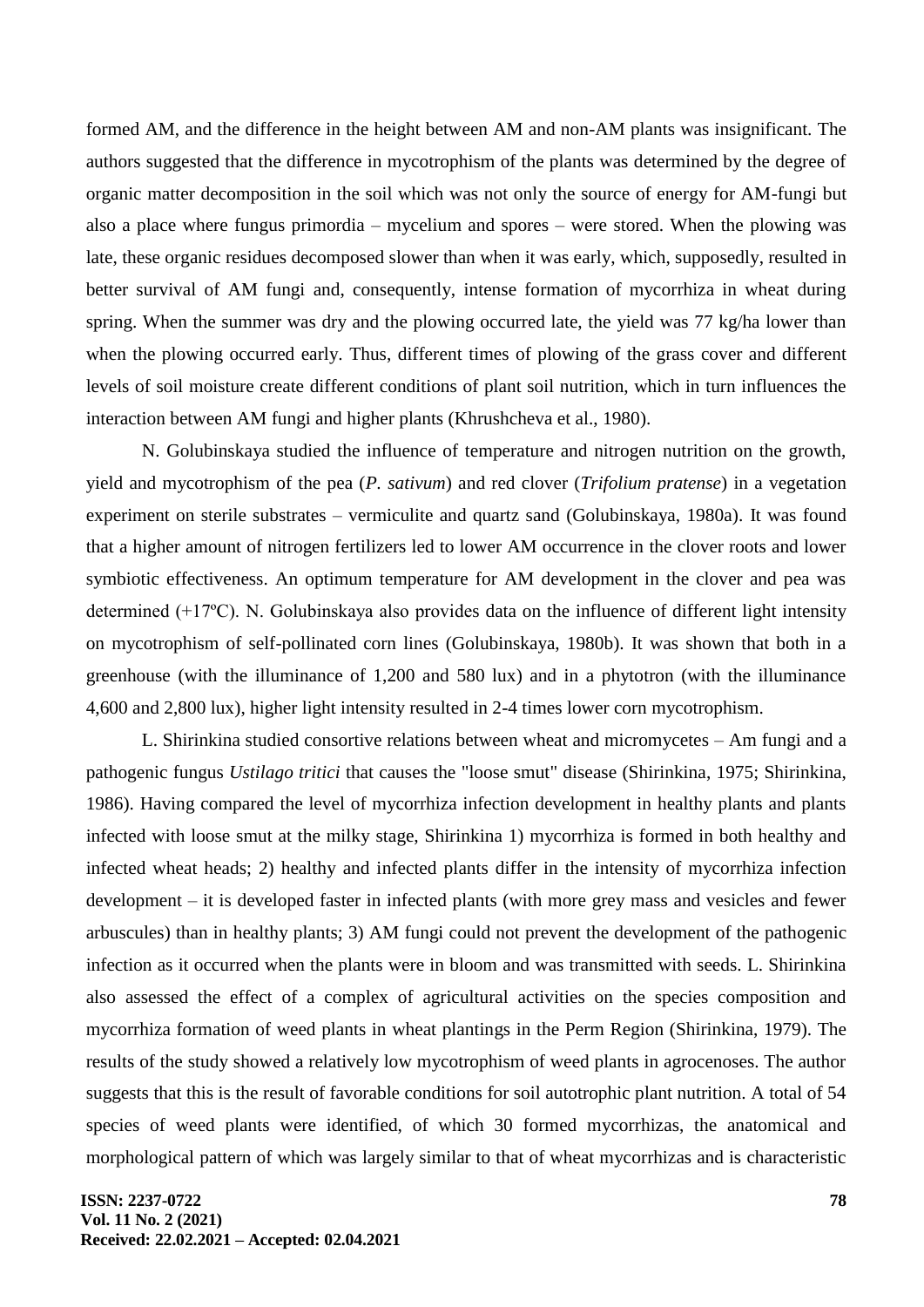formed AM, and the difference in the height between AM and non-AM plants was insignificant. The authors suggested that the difference in mycotrophism of the plants was determined by the degree of organic matter decomposition in the soil which was not only the source of energy for AM-fungi but also a place where fungus primordia – mycelium and spores – were stored. When the plowing was late, these organic residues decomposed slower than when it was early, which, supposedly, resulted in better survival of AM fungi and, consequently, intense formation of mycorrhiza in wheat during spring. When the summer was dry and the plowing occurred late, the yield was 77 kg/ha lower than when the plowing occurred early. Thus, different times of plowing of the grass cover and different levels of soil moisture create different conditions of plant soil nutrition, which in turn influences the interaction between AM fungi and higher plants (Khrushcheva et al., 1980).

N. Golubinskaya studied the influence of temperature and nitrogen nutrition on the growth, yield and mycotrophism of the pea (*P. sativum*) and red clover (*Trifolium pratense*) in a vegetation experiment on sterile substrates – vermiculite and quartz sand (Golubinskaya, 1980a). It was found that a higher amount of nitrogen fertilizers led to lower AM occurrence in the clover roots and lower symbiotic effectiveness. An optimum temperature for AM development in the clover and pea was determined (+17ºC). N. Golubinskaya also provides data on the influence of different light intensity on mycotrophism of self-pollinated corn lines (Golubinskaya, 1980b). It was shown that both in a greenhouse (with the illuminance of 1,200 and 580 lux) and in a phytotron (with the illuminance 4,600 and 2,800 lux), higher light intensity resulted in 2-4 times lower corn mycotrophism.

L. Shirinkina studied consortive relations between wheat and micromycetes – Am fungi and a pathogenic fungus *Ustilago tritici* that causes the "loose smut" disease (Shirinkina, 1975; Shirinkina, 1986). Having compared the level of mycorrhiza infection development in healthy plants and plants infected with loose smut at the milky stage, Shirinkina 1) mycorrhiza is formed in both healthy and infected wheat heads; 2) healthy and infected plants differ in the intensity of mycorrhiza infection development – it is developed faster in infected plants (with more grey mass and vesicles and fewer arbuscules) than in healthy plants; 3) AM fungi could not prevent the development of the pathogenic infection as it occurred when the plants were in bloom and was transmitted with seeds. L. Shirinkina also assessed the effect of a complex of agricultural activities on the species composition and mycorrhiza formation of weed plants in wheat plantings in the Perm Region (Shirinkina, 1979). The results of the study showed a relatively low mycotrophism of weed plants in agrocenoses. The author suggests that this is the result of favorable conditions for soil autotrophic plant nutrition. A total of 54 species of weed plants were identified, of which 30 formed mycorrhizas, the anatomical and morphological pattern of which was largely similar to that of wheat mycorrhizas and is characteristic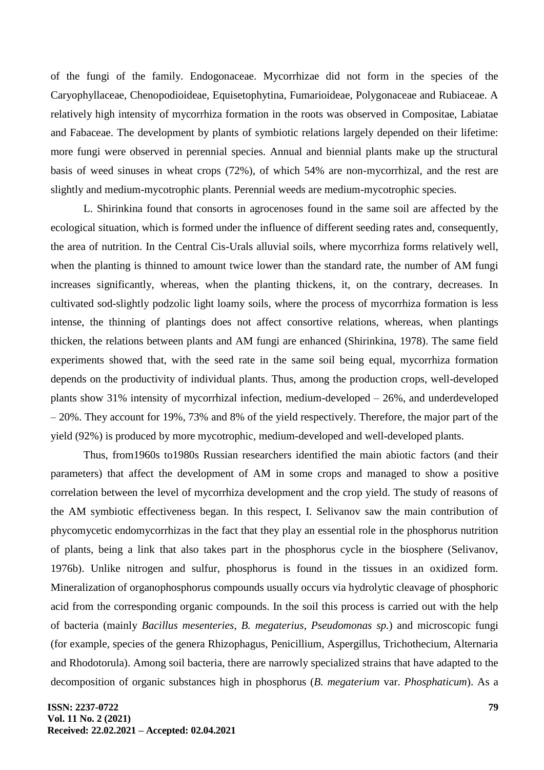of the fungi of the family. Endogonaceae. Mycorrhizae did not form in the species of the Caryophyllaceae, Chenopodioideae, Equisetophytina, Fumarioideae, Polygonaceae and Rubiaceae. A relatively high intensity of mycorrhiza formation in the roots was observed in Compositae, Labiatae and Fabaceae. The development by plants of symbiotic relations largely depended on their lifetime: more fungi were observed in perennial species. Annual and biennial plants make up the structural basis of weed sinuses in wheat crops (72%), of which 54% are non-mycorrhizal, and the rest are slightly and medium-mycotrophic plants. Perennial weeds are medium-mycotrophic species.

L. Shirinkina found that consorts in agrocenoses found in the same soil are affected by the ecological situation, which is formed under the influence of different seeding rates and, consequently, the area of nutrition. In the Central Cis-Urals alluvial soils, where mycorrhiza forms relatively well, when the planting is thinned to amount twice lower than the standard rate, the number of AM fungi increases significantly, whereas, when the planting thickens, it, on the contrary, decreases. In cultivated sod-slightly podzolic light loamy soils, where the process of mycorrhiza formation is less intense, the thinning of plantings does not affect consortive relations, whereas, when plantings thicken, the relations between plants and AM fungi are enhanced (Shirinkina, 1978). The same field experiments showed that, with the seed rate in the same soil being equal, mycorrhiza formation depends on the productivity of individual plants. Thus, among the production crops, well-developed plants show 31% intensity of mycorrhizal infection, medium-developed – 26%, and underdeveloped – 20%. They account for 19%, 73% and 8% of the yield respectively. Therefore, the major part of the yield (92%) is produced by more mycotrophic, medium-developed and well-developed plants.

Thus, from1960s to1980s Russian researchers identified the main abiotic factors (and their parameters) that affect the development of AM in some crops and managed to show a positive correlation between the level of mycorrhiza development and the crop yield. The study of reasons of the AM symbiotic effectiveness began. In this respect, I. Selivanov saw the main contribution of phycomycetic endomycorrhizas in the fact that they play an essential role in the phosphorus nutrition of plants, being a link that also takes part in the phosphorus cycle in the biosphere (Selivanov, 1976b). Unlike nitrogen and sulfur, phosphorus is found in the tissues in an oxidized form. Mineralization of organophosphorus compounds usually occurs via hydrolytic cleavage of phosphoric acid from the corresponding organic compounds. In the soil this process is carried out with the help of bacteria (mainly *Bacillus mesenteries*, *B. megaterius*, *Pseudomonas sp.*) and microscopic fungi (for example, species of the genera Rhizophagus, Penicillium, Aspergillus, Trichothecium, Alternaria and Rhodotorula). Among soil bacteria, there are narrowly specialized strains that have adapted to the decomposition of organic substances high in phosphorus (*B. megaterium* var. *Phosphaticum*). As a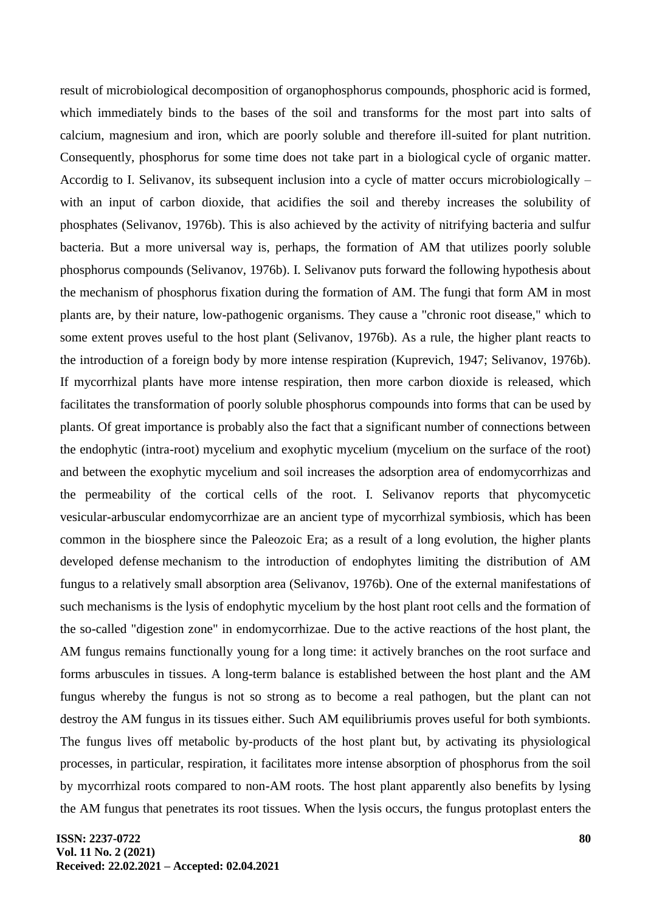result of microbiological decomposition of organophosphorus compounds, phosphoric acid is formed, which immediately binds to the bases of the soil and transforms for the most part into salts of calcium, magnesium and iron, which are poorly soluble and therefore ill-suited for plant nutrition. Consequently, phosphorus for some time does not take part in a biological cycle of organic matter. Accordig to I. Selivanov, its subsequent inclusion into a cycle of matter occurs microbiologically – with an input of carbon dioxide, that acidifies the soil and thereby increases the solubility of phosphates (Selivanov, 1976b). This is also achieved by the activity of nitrifying bacteria and sulfur bacteria. But a more universal way is, perhaps, the formation of AM that utilizes poorly soluble phosphorus compounds (Selivanov, 1976b). I. Selivanov puts forward the following hypothesis about the mechanism of phosphorus fixation during the formation of AM. The fungi that form AM in most plants are, by their nature, low-pathogenic organisms. They cause a "chronic root disease," which to some extent proves useful to the host plant (Selivanov, 1976b). As a rule, the higher plant reacts to the introduction of a foreign body by more intense respiration (Kuprevich, 1947; Selivanov, 1976b). If mycorrhizal plants have more intense respiration, then more carbon dioxide is released, which facilitates the transformation of poorly soluble phosphorus compounds into forms that can be used by plants. Of great importance is probably also the fact that a significant number of connections between the endophytic (intra-root) mycelium and exophytic mycelium (mycelium on the surface of the root) and between the exophytic mycelium and soil increases the adsorption area of endomycorrhizas and the permeability of the cortical cells of the root. I. Selivanov reports that phycomycetic vesicular-arbuscular endomycorrhizae are an ancient type of mycorrhizal symbiosis, which has been common in the biosphere since the Paleozoic Era; as a result of a long evolution, the higher plants developed defense mechanism to the introduction of endophytes limiting the distribution of AM fungus to a relatively small absorption area (Selivanov, 1976b). One of the external manifestations of such mechanisms is the lysis of endophytic mycelium by the host plant root cells and the formation of the so-called "digestion zone" in endomycorrhizae. Due to the active reactions of the host plant, the AM fungus remains functionally young for a long time: it actively branches on the root surface and forms arbuscules in tissues. A long-term balance is established between the host plant and the AM fungus whereby the fungus is not so strong as to become a real pathogen, but the plant can not destroy the AM fungus in its tissues either. Such AM equilibriumis proves useful for both symbionts. The fungus lives off metabolic by-products of the host plant but, by activating its physiological processes, in particular, respiration, it facilitates more intense absorption of phosphorus from the soil by mycorrhizal roots compared to non-AM roots. The host plant apparently also benefits by lysing the AM fungus that penetrates its root tissues. When the lysis occurs, the fungus protoplast enters the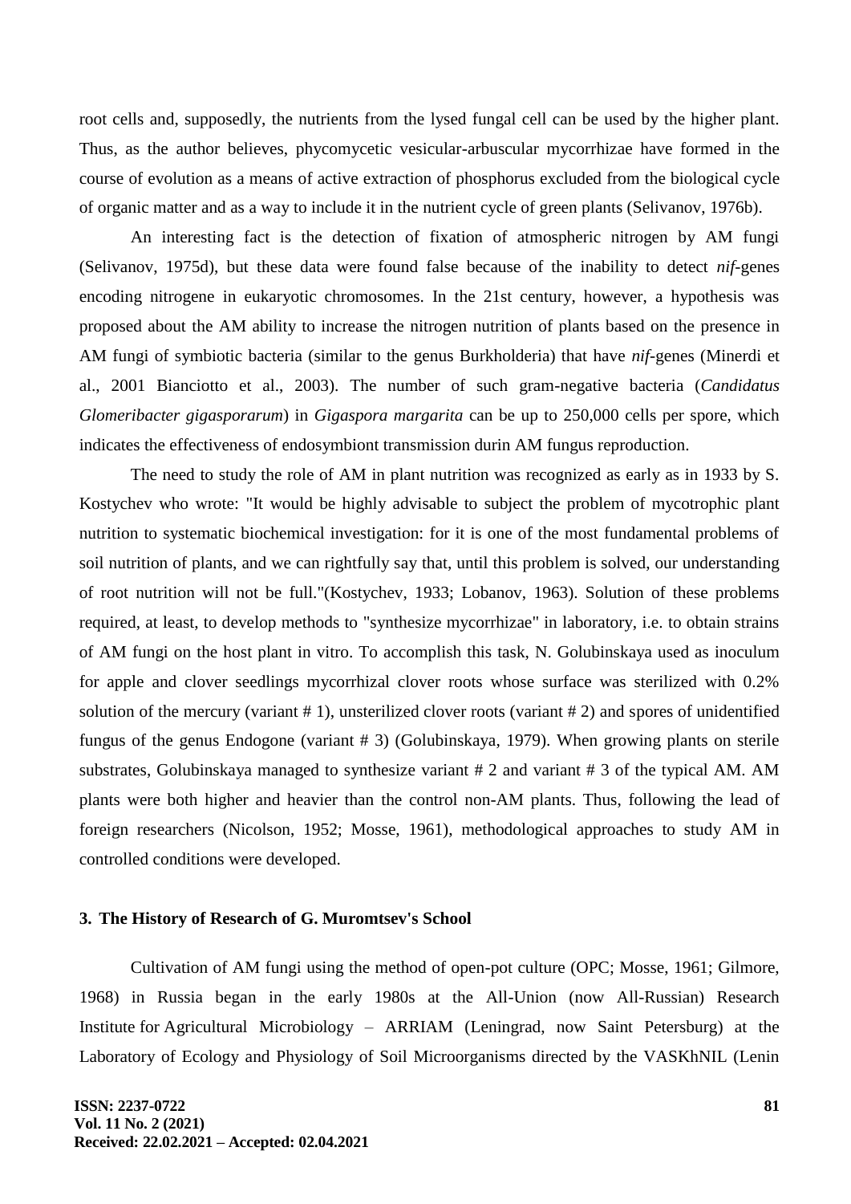root cells and, supposedly, the nutrients from the lysed fungal cell can be used by the higher plant. Thus, as the author believes, phycomycetic vesicular-arbuscular mycorrhizae have formed in the course of evolution as a means of active extraction of phosphorus excluded from the biological cycle of organic matter and as a way to include it in the nutrient cycle of green plants (Selivanov, 1976b).

An interesting fact is the detection of fixation of atmospheric nitrogen by AM fungi (Selivanov, 1975d), but these data were found false because of the inability to detect *nif*-genes encoding nitrogene in eukaryotic chromosomes. In the 21st century, however, a hypothesis was proposed about the AM ability to increase the nitrogen nutrition of plants based on the presence in AM fungi of symbiotic bacteria (similar to the genus Burkholderia) that have *nif*-genes (Minerdi et al., 2001 Bianciotto et al., 2003). The number of such gram-negative bacteria (*Candidatus Glomeribacter gigasporarum*) in *Gigaspora margarita* can be up to 250,000 cells per spore, which indicates the effectiveness of endosymbiont transmission durin AM fungus reproduction.

The need to study the role of AM in plant nutrition was recognized as early as in 1933 by S. Kostychev who wrote: "It would be highly advisable to subject the problem of mycotrophic plant nutrition to systematic biochemical investigation: for it is one of the most fundamental problems of soil nutrition of plants, and we can rightfully say that, until this problem is solved, our understanding of root nutrition will not be full."(Kostychev, 1933; Lobanov, 1963). Solution of these problems required, at least, to develop methods to "synthesize mycorrhizae" in laboratory, i.e. to obtain strains of AM fungi on the host plant in vitro. To accomplish this task, N. Golubinskaya used as inoculum for apple and clover seedlings mycorrhizal clover roots whose surface was sterilized with 0.2% solution of the mercury (variant # 1), unsterilized clover roots (variant # 2) and spores of unidentified fungus of the genus Endogone (variant # 3) (Golubinskaya, 1979). When growing plants on sterile substrates, Golubinskaya managed to synthesize variant # 2 and variant # 3 of the typical AM. AM plants were both higher and heavier than the control non-AM plants. Thus, following the lead of foreign researchers (Nicolson, 1952; Mosse, 1961), methodological approaches to study AM in controlled conditions were developed.

## 3. The History of Research of G. Muromtsev's School

Cultivation of AM fungi using the method of open-pot culture (OPC; Mosse, 1961; Gilmore, 1968) in Russia began in the early 1980s at the All-Union (now All-Russian) Research Institute for Agricultural Microbiology – ARRIAM (Leningrad, now Saint Petersburg) at the Laboratory of Ecology and Physiology of Soil Microorganisms directed by the VASKhNIL (Lenin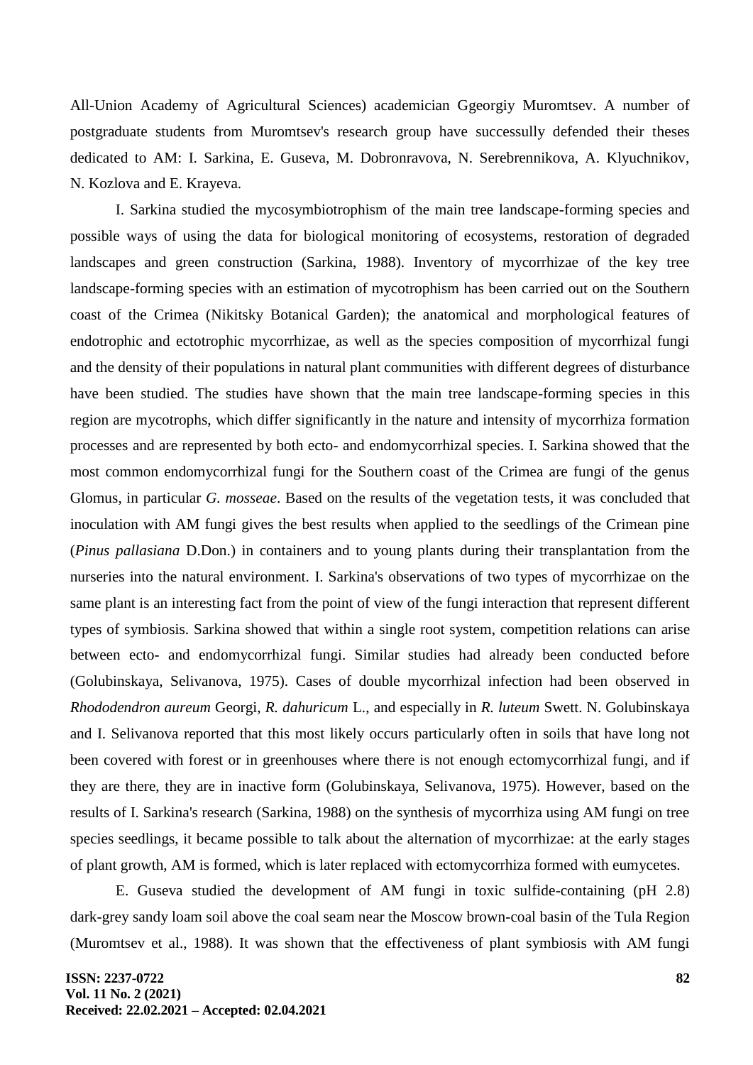All-Union Academy of Agricultural Sciences) academician Ggeorgiy Muromtsev. A number of postgraduate students from Muromtsev's research group have successully defended their theses dedicated to AM: I. Sarkina, E. Guseva, M. Dobronravova, N. Serebrennikova, A. Klyuchnikov, N. Kozlova and E. Krayeva.

I. Sarkina studied the mycosymbiotrophism of the main tree landscape-forming species and possible ways of using the data for biological monitoring of ecosystems, restoration of degraded landscapes and green construction (Sarkina, 1988). Inventory of mycorrhizae of the key tree landscape-forming species with an estimation of mycotrophism has been carried out on the Southern coast of the Crimea (Nikitsky Botanical Garden); the anatomical and morphological features of endotrophic and ectotrophic mycorrhizae, as well as the species composition of mycorrhizal fungi and the density of their populations in natural plant communities with different degrees of disturbance have been studied. The studies have shown that the main tree landscape-forming species in this region are mycotrophs, which differ significantly in the nature and intensity of mycorrhiza formation processes and are represented by both ecto- and endomycorrhizal species. I. Sarkina showed that the most common endomycorrhizal fungi for the Southern coast of the Crimea are fungi of the genus Glomus, in particular *G. mosseae*. Based on the results of the vegetation tests, it was concluded that inoculation with AM fungi gives the best results when applied to the seedlings of the Crimean pine (*Pinus pallasiana* D.Don.) in containers and to young plants during their transplantation from the nurseries into the natural environment. I. Sarkina's observations of two types of mycorrhizae on the same plant is an interesting fact from the point of view of the fungi interaction that represent different types of symbiosis. Sarkina showed that within a single root system, competition relations can arise between ecto- and endomycorrhizal fungi. Similar studies had already been conducted before (Golubinskaya, Selivanova, 1975). Cases of double mycorrhizal infection had been observed in *Rhododendron aureum* Georgi, *R. dahuricum* L., and especially in *R. luteum* Swett. N. Golubinskaya and I. Selivanova reported that this most likely occurs particularly often in soils that have long not been covered with forest or in greenhouses where there is not enough ectomycorrhizal fungi, and if they are there, they are in inactive form (Golubinskaya, Selivanova, 1975). However, based on the results of I. Sarkina's research (Sarkina, 1988) on the synthesis of mycorrhiza using AM fungi on tree species seedlings, it became possible to talk about the alternation of mycorrhizae: at the early stages of plant growth, AM is formed, which is later replaced with ectomycorrhiza formed with eumycetes.

E. Guseva studied the development of AM fungi in toxic sulfide-containing (pH 2.8) dark-grey sandy loam soil above the coal seam near the Moscow brown-coal basin of the Tula Region (Muromtsev et al., 1988). It was shown that the effectiveness of plant symbiosis with AM fungi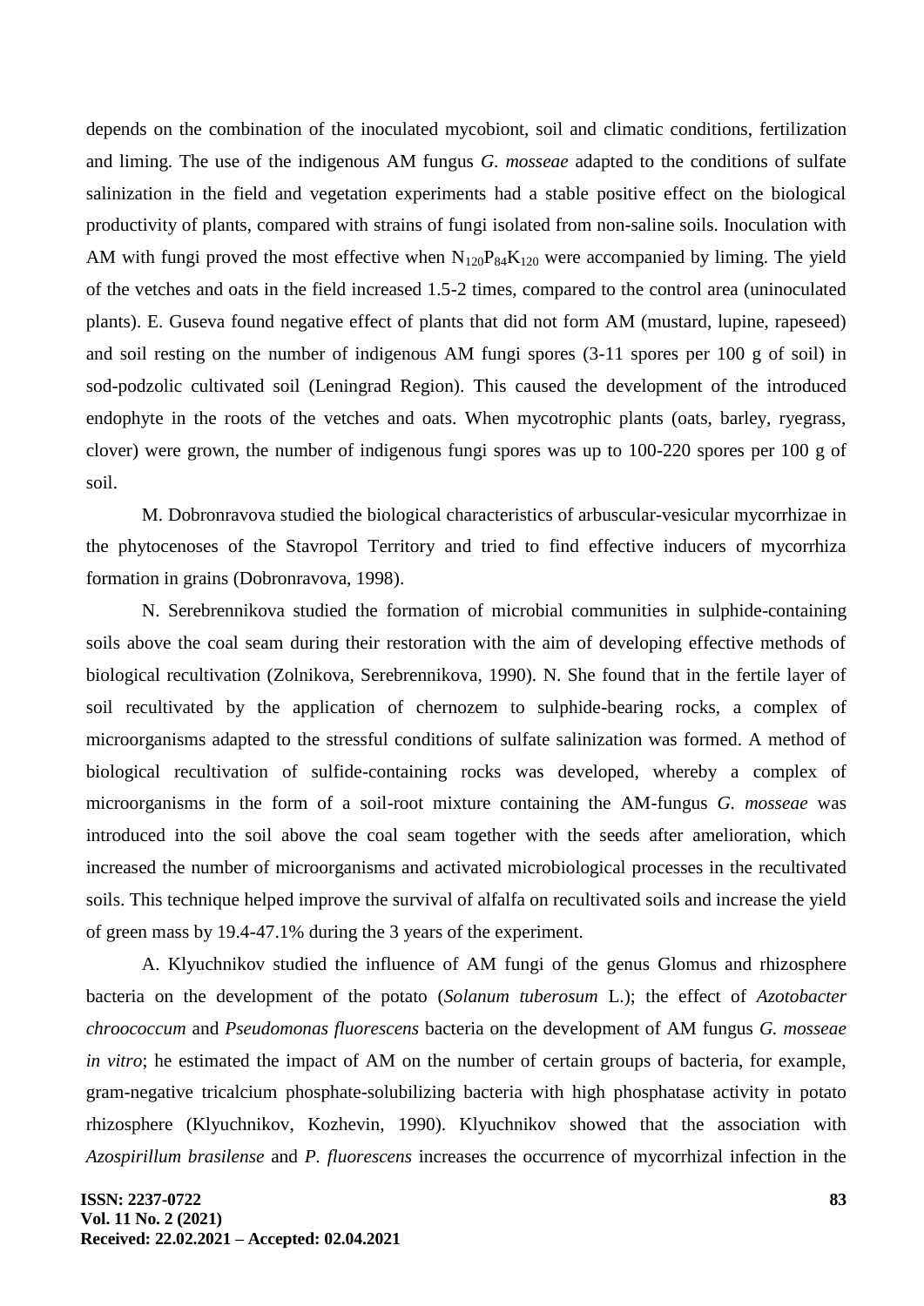depends on the combination of the inoculated mycobiont, soil and climatic conditions, fertilization and liming. The use of the indigenous AM fungus *G. mosseae* adapted to the conditions of sulfate salinization in the field and vegetation experiments had a stable positive effect on the biological productivity of plants, compared with strains of fungi isolated from non-saline soils. Inoculation with AM with fungi proved the most effective when $N_{120}P_{84}K_{120}$ were accompanied by liming. The yield of the vetches and oats in the field increased 1.5-2 times, compared to the control area (uninoculated plants). E. Guseva found negative effect of plants that did not form AM (mustard, lupine, rapeseed) and soil resting on the number of indigenous AM fungi spores (3-11 spores per 100 g of soil) in sod-podzolic cultivated soil (Leningrad Region). This caused the development of the introduced endophyte in the roots of the vetches and oats. When mycotrophic plants (oats, barley, ryegrass, clover) were grown, the number of indigenous fungi spores was up to 100-220 spores per 100 g of soil.

M. Dobronravova studied the biological characteristics of arbuscular-vesicular mycorrhizae in the phytocenoses of the Stavropol Territory and tried to find effective inducers of mycorrhiza formation in grains (Dobronravova, 1998).

N. Serebrennikova studied the formation of microbial communities in sulphide-containing soils above the coal seam during their restoration with the aim of developing effective methods of biological recultivation (Zolnikova, Serebrennikova, 1990). N. She found that in the fertile layer of soil recultivated by the application of chernozem to sulphide-bearing rocks, a complex of microorganisms adapted to the stressful conditions of sulfate salinization was formed. A method of biological recultivation of sulfide-containing rocks was developed, whereby a complex of microorganisms in the form of a soil-root mixture containing the AM-fungus *G. mosseae* was introduced into the soil above the coal seam together with the seeds after amelioration, which increased the number of microorganisms and activated microbiological processes in the recultivated soils. This technique helped improve the survival of alfalfa on recultivated soils and increase the yield of green mass by 19.4-47.1% during the 3 years of the experiment.

A. Klyuchnikov studied the influence of AM fungi of the genus Glomus and rhizosphere bacteria on the development of the potato (*Solanum tuberosum* L.); the effect of *Azotobacter chroococcum* and *Pseudomonas fluorescens* bacteria on the development of AM fungus *G. mosseae in vitro*; he estimated the impact of AM on the number of certain groups of bacteria, for example, gram-negative tricalcium phosphate-solubilizing bacteria with high phosphatase activity in potato rhizosphere (Klyuchnikov, Kozhevin, 1990). Klyuchnikov showed that the association with *Azospirillum brasilense* and *P. fluorescens* increases the occurrence of mycorrhizal infection in the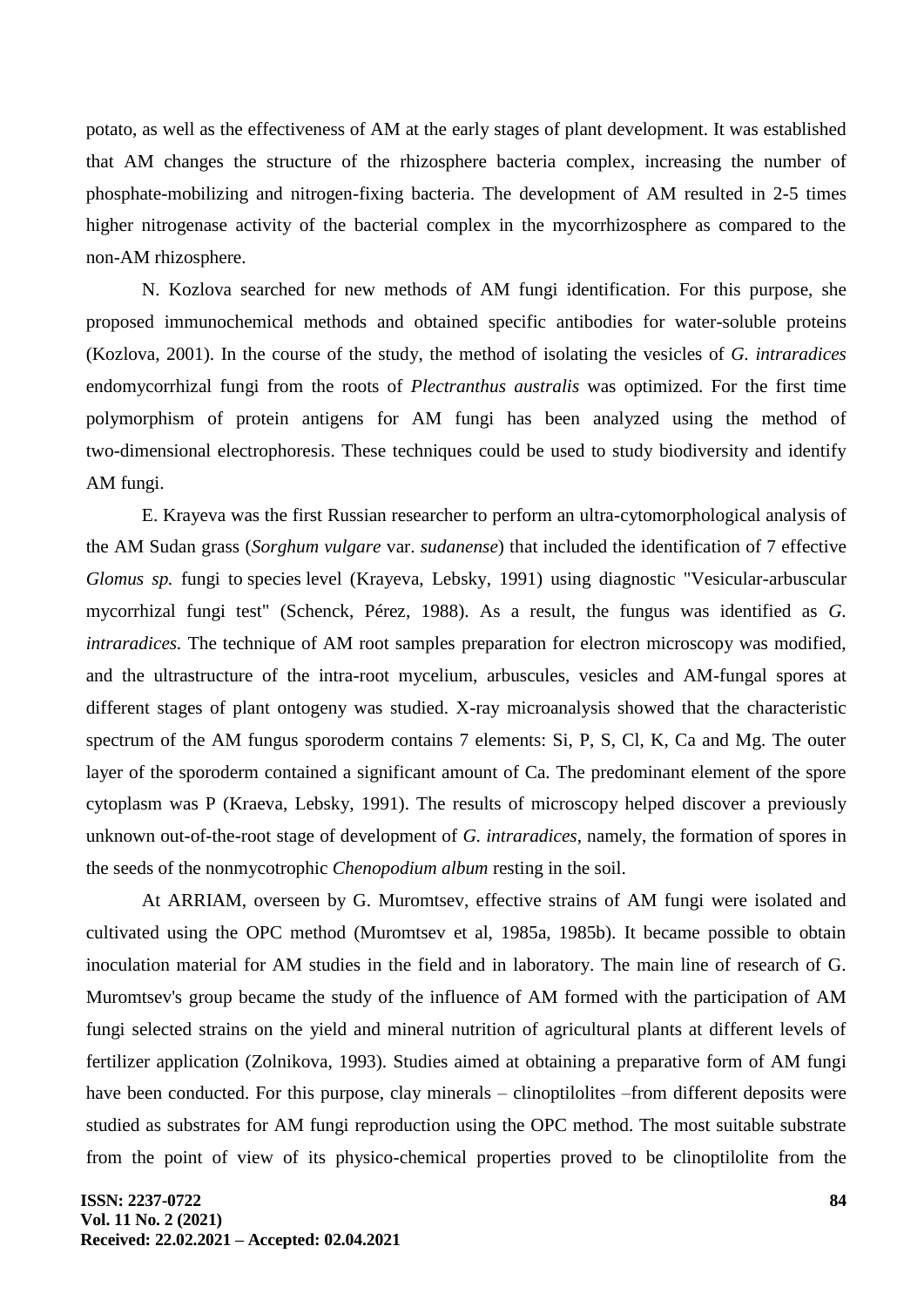potato, as well as the effectiveness of AM at the early stages of plant development. It was established that AM changes the structure of the rhizosphere bacteria complex, increasing the number of phosphate-mobilizing and nitrogen-fixing bacteria. The development of AM resulted in 2-5 times higher nitrogenase activity of the bacterial complex in the mycorrhizosphere as compared to the non-AM rhizosphere.

N. Kozlova searched for new methods of AM fungi identification. For this purpose, she proposed immunochemical methods and obtained specific antibodies for water-soluble proteins (Kozlova, 2001). In the course of the study, the method of isolating the vesicles of *G. intraradices* endomycorrhizal fungi from the roots of *Plectranthus australis* was optimized. For the first time polymorphism of protein antigens for AM fungi has been analyzed using the method of two-dimensional electrophoresis. These techniques could be used to study biodiversity and identify AM fungi.

E. Krayeva was the first Russian researcher to perform an ultra-cytomorphological analysis of the AM Sudan grass (*Sorghum vulgare* var. *sudanense*) that included the identification of 7 effective *Glomus sp.* fungi to species level (Krayeva, Lebsky, 1991) using diagnostic "Vesicular-arbuscular mycorrhizal fungi test" (Schenck, Pérez, 1988). As a result, the fungus was identified as *G. intraradices.* The technique of AM root samples preparation for electron microscopy was modified, and the ultrastructure of the intra-root mycelium, arbuscules, vesicles and AM-fungal spores at different stages of plant ontogeny was studied. X-ray microanalysis showed that the characteristic spectrum of the AM fungus sporoderm contains 7 elements: Si, P, S, Cl, K, Ca and Mg. The outer layer of the sporoderm contained a significant amount of Ca. The predominant element of the spore cytoplasm was P (Kraeva, Lebsky, 1991). The results of microscopy helped discover a previously unknown out-of-the-root stage of development of *G. intraradices*, namely, the formation of spores in the seeds of the nonmycotrophic *Chenopodium album* resting in the soil.

At ARRIAM, overseen by G. Muromtsev, effective strains of AM fungi were isolated and cultivated using the OPC method (Muromtsev et al, 1985a, 1985b). It became possible to obtain inoculation material for AM studies in the field and in laboratory. The main line of research of G. Muromtsev's group became the study of the influence of AM formed with the participation of AM fungi selected strains on the yield and mineral nutrition of agricultural plants at different levels of fertilizer application (Zolnikova, 1993). Studies aimed at obtaining a preparative form of AM fungi have been conducted. For this purpose, clay minerals – clinoptilolites –from different deposits were studied as substrates for AM fungi reproduction using the OPC method. The most suitable substrate from the point of view of its physico-chemical properties proved to be clinoptilolite from the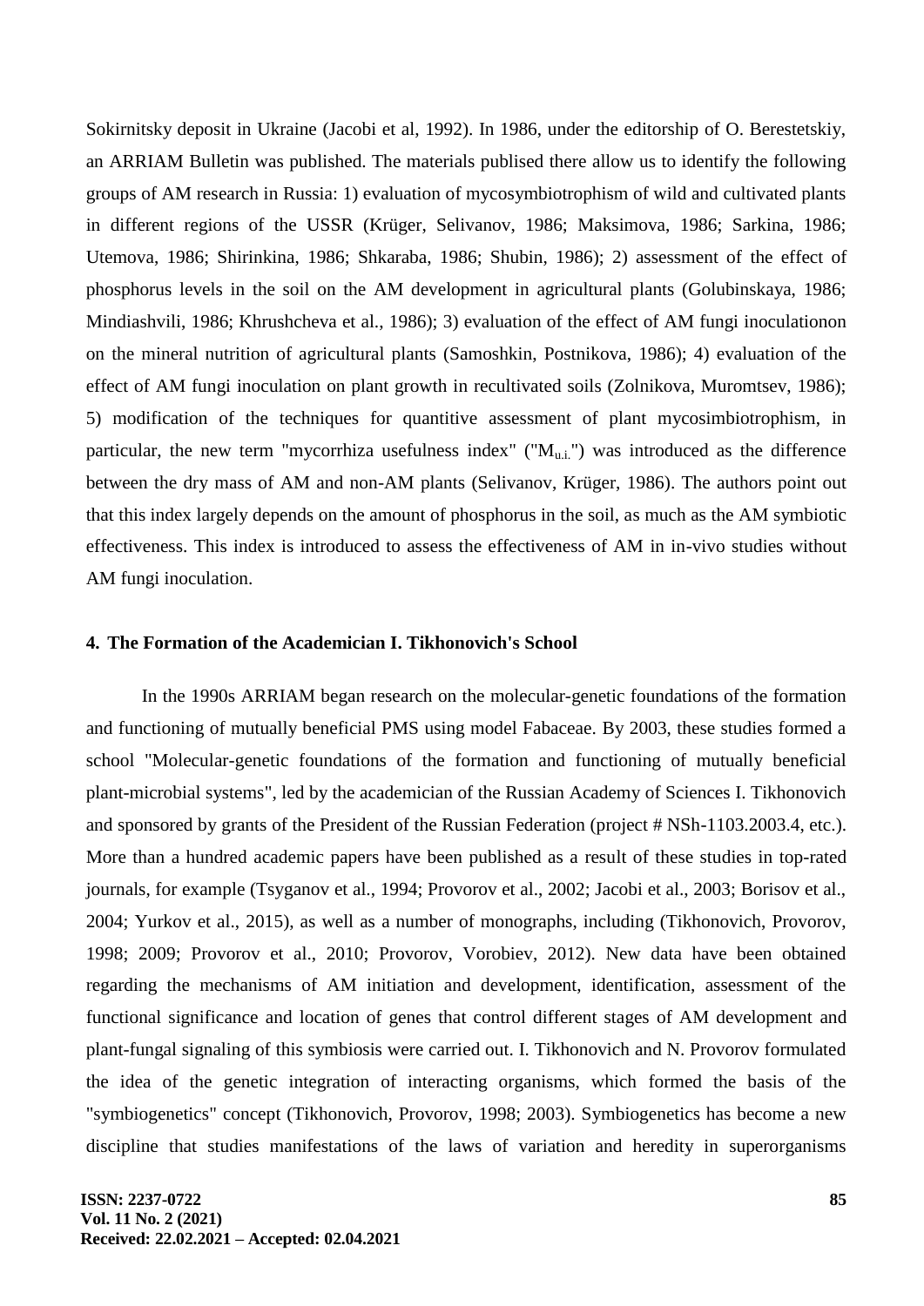Sokirnitsky deposit in Ukraine (Jacobi et al, 1992). In 1986, under the editorship of O. Berestetskiy, an ARRIAM Bulletin was published. The materials publised there allow us to identify the following groups of AM research in Russia: 1) evaluation of mycosymbiotrophism of wild and cultivated plants in different regions of the USSR (Krüger, Selivanov, 1986; Maksimova, 1986; Sarkina, 1986; Utemova, 1986; Shirinkina, 1986; Shkaraba, 1986; Shubin, 1986); 2) assessment of the effect of phosphorus levels in the soil on the AM development in agricultural plants (Golubinskaya, 1986; Mindiashvili, 1986; Khrushcheva et al., 1986); 3) evaluation of the effect of AM fungi inoculationon on the mineral nutrition of agricultural plants (Samoshkin, Postnikova, 1986); 4) evaluation of the effect of AM fungi inoculation on plant growth in recultivated soils (Zolnikova, Muromtsev, 1986); 5) modification of the techniques for quantitive assessment of plant mycosimbiotrophism, in particular, the new term "mycorrhiza usefulness index" ("$M_{u.i.}$") was introduced as the difference between the dry mass of AM and non-AM plants (Selivanov, Krüger, 1986). The authors point out that this index largely depends on the amount of phosphorus in the soil, as much as the AM symbiotic effectiveness. This index is introduced to assess the effectiveness of AM in in-vivo studies without AM fungi inoculation.

## 4. The Formation of the Academician I. Tikhonovich's School

In the 1990s ARRIAM began research on the molecular-genetic foundations of the formation and functioning of mutually beneficial PMS using model Fabaceae. By 2003, these studies formed a school "Molecular-genetic foundations of the formation and functioning of mutually beneficial plant-microbial systems", led by the academician of the Russian Academy of Sciences I. Tikhonovich and sponsored by grants of the President of the Russian Federation (project # NSh-1103.2003.4, etc.). More than a hundred academic papers have been published as a result of these studies in top-rated journals, for example (Tsyganov et al., 1994; Provorov et al., 2002; Jacobi et al., 2003; Borisov et al., 2004; Yurkov et al., 2015), as well as a number of monographs, including (Tikhonovich, Provorov, 1998; 2009; Provorov et al., 2010; Provorov, Vorobiev, 2012). New data have been obtained regarding the mechanisms of AM initiation and development, identification, assessment of the functional significance and location of genes that control different stages of AM development and plant-fungal signaling of this symbiosis were carried out. I. Tikhonovich and N. Provorov formulated the idea of the genetic integration of interacting organisms, which formed the basis of the "symbiogenetics" concept (Tikhonovich, Provorov, 1998; 2003). Symbiogenetics has become a new discipline that studies manifestations of the laws of variation and heredity in superorganisms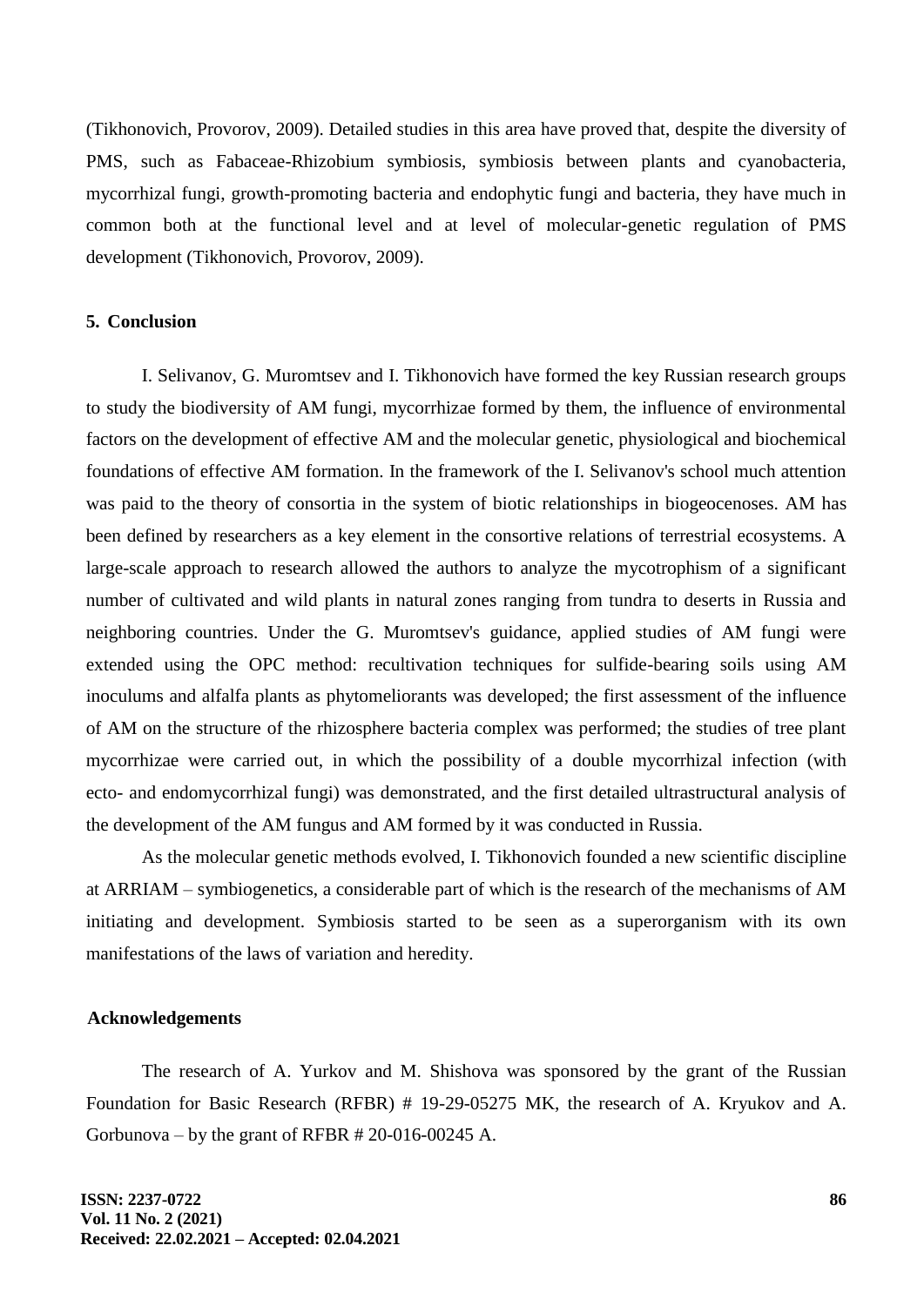(Tikhonovich, Provorov, 2009). Detailed studies in this area have proved that, despite the diversity of PMS, such as Fabaceae-Rhizobium symbiosis, symbiosis between plants and cyanobacteria, mycorrhizal fungi, growth-promoting bacteria and endophytic fungi and bacteria, they have much in common both at the functional level and at level of molecular-genetic regulation of PMS development (Tikhonovich, Provorov, 2009).

## 5. Conclusion

I. Selivanov, G. Muromtsev and I. Tikhonovich have formed the key Russian research groups to study the biodiversity of AM fungi, mycorrhizae formed by them, the influence of environmental factors on the development of effective AM and the molecular genetic, physiological and biochemical foundations of effective AM formation. In the framework of the I. Selivanov's school much attention was paid to the theory of consortia in the system of biotic relationships in biogeocenoses. AM has been defined by researchers as a key element in the consortive relations of terrestrial ecosystems. A large-scale approach to research allowed the authors to analyze the mycotrophism of a significant number of cultivated and wild plants in natural zones ranging from tundra to deserts in Russia and neighboring countries. Under the G. Muromtsev's guidance, applied studies of AM fungi were extended using the OPC method: recultivation techniques for sulfide-bearing soils using AM inoculums and alfalfa plants as phytomeliorants was developed; the first assessment of the influence of AM on the structure of the rhizosphere bacteria complex was performed; the studies of tree plant mycorrhizae were carried out, in which the possibility of a double mycorrhizal infection (with ecto- and endomycorrhizal fungi) was demonstrated, and the first detailed ultrastructural analysis of the development of the AM fungus and AM formed by it was conducted in Russia.

As the molecular genetic methods evolved, I. Tikhonovich founded a new scientific discipline at ARRIAM – symbiogenetics, a considerable part of which is the research of the mechanisms of AM initiating and development. Symbiosis started to be seen as a superorganism with its own manifestations of the laws of variation and heredity.

## Acknowledgements

The research of A. Yurkov and M. Shishova was sponsored by the grant of the Russian Foundation for Basic Research (RFBR) # 19-29-05275 MK, the research of A. Kryukov and A. Gorbunova – by the grant of RFBR # 20-016-00245 A.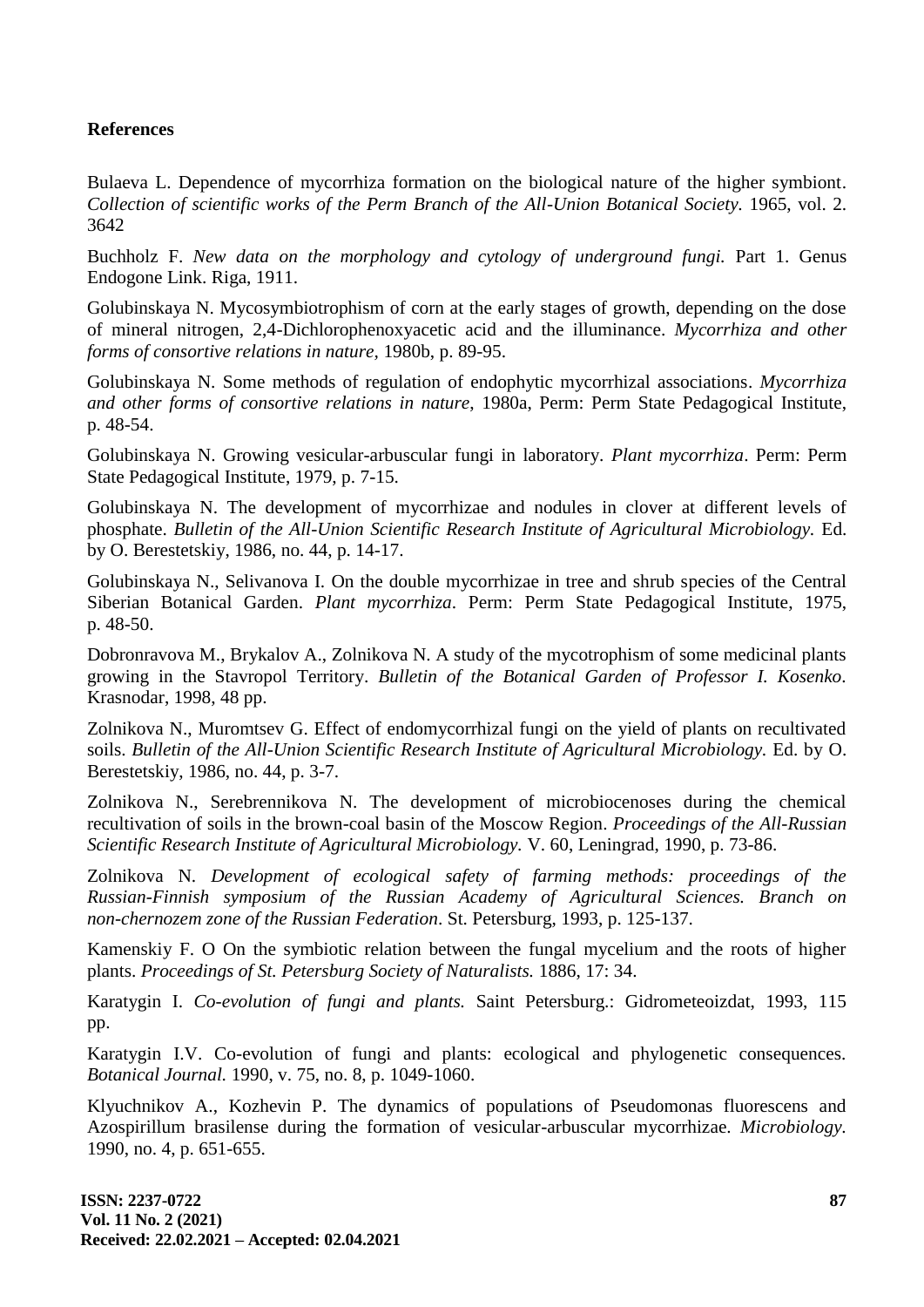**References**

Bulaeva L. Dependence of mycorrhiza formation on the biological nature of the higher symbiont. *Collection of scientific works of the Perm Branch of the All-Union Botanical Society.* 1965, vol. 2. 3642

Buchholz F. *New data on the morphology and cytology of underground fungi.* Part 1. Genus Endogone Link. Riga, 1911.

Golubinskaya N. Mycosymbiotrophism of corn at the early stages of growth, depending on the dose of mineral nitrogen, 2,4-Dichlorophenoxyacetic acid and the illuminance. *Mycorrhiza and other forms of consortive relations in nature*, 1980b, p. 89-95.

Golubinskaya N. Some methods of regulation of endophytic mycorrhizal associations. *Mycorrhiza and other forms of consortive relations in nature*, 1980a, Perm: Perm State Pedagogical Institute, p. 48-54.

Golubinskaya N. Growing vesicular-arbuscular fungi in laboratory. *Plant mycorrhiza*. Perm: Perm State Pedagogical Institute, 1979, p. 7-15.

Golubinskaya N. The development of mycorrhizae and nodules in clover at different levels of phosphate. *Bulletin of the All-Union Scientific Research Institute of Agricultural Microbiology.* Ed. by O. Berestetskiy, 1986, no. 44, p. 14-17.

Golubinskaya N., Selivanova I. On the double mycorrhizae in tree and shrub species of the Central Siberian Botanical Garden. *Plant mycorrhiza*. Perm: Perm State Pedagogical Institute, 1975, p. 48-50.

Dobronravova M., Brykalov A., Zolnikova N. A study of the mycotrophism of some medicinal plants growing in the Stavropol Territory. *Bulletin of the Botanical Garden of Professor I. Kosenko.* Krasnodar, 1998, 48 pp.

Zolnikova N., Muromtsev G. Effect of endomycorrhizal fungi on the yield of plants on recultivated soils. *Bulletin of the All-Union Scientific Research Institute of Agricultural Microbiology.* Ed. by O. Berestetskiy, 1986, no. 44, p. 3-7.

Zolnikova N., Serebrennikova N. The development of microbiocenoses during the chemical recultivation of soils in the brown-coal basin of the Moscow Region. *Proceedings of the All-Russian Scientific Research Institute of Agricultural Microbiology.* V. 60, Leningrad, 1990, p. 73-86.

Zolnikova N. *Development of ecological safety of farming methods: proceedings of the Russian-Finnish symposium of the Russian Academy of Agricultural Sciences. Branch on non-chernozem zone of the Russian Federation*. St. Petersburg, 1993, p. 125-137.

Kamenskiy F. O On the symbiotic relation between the fungal mycelium and the roots of higher plants. *Proceedings of St. Petersburg Society of Naturalists.* 1886, 17: 34.

Karatygin I. *Co-evolution of fungi and plants.* Saint Petersburg.: Gidrometeoizdat, 1993, 115 pp.

Karatygin I.V. Co-evolution of fungi and plants: ecological and phylogenetic consequences. *Botanical Journal.* 1990, v. 75, no. 8, p. 1049-1060.

Klyuchnikov A., Kozhevin P. The dynamics of populations of Pseudomonas fluorescens and Azospirillum brasilense during the formation of vesicular-arbuscular mycorrhizae. *Microbiology.* 1990, no. 4, p. 651-655.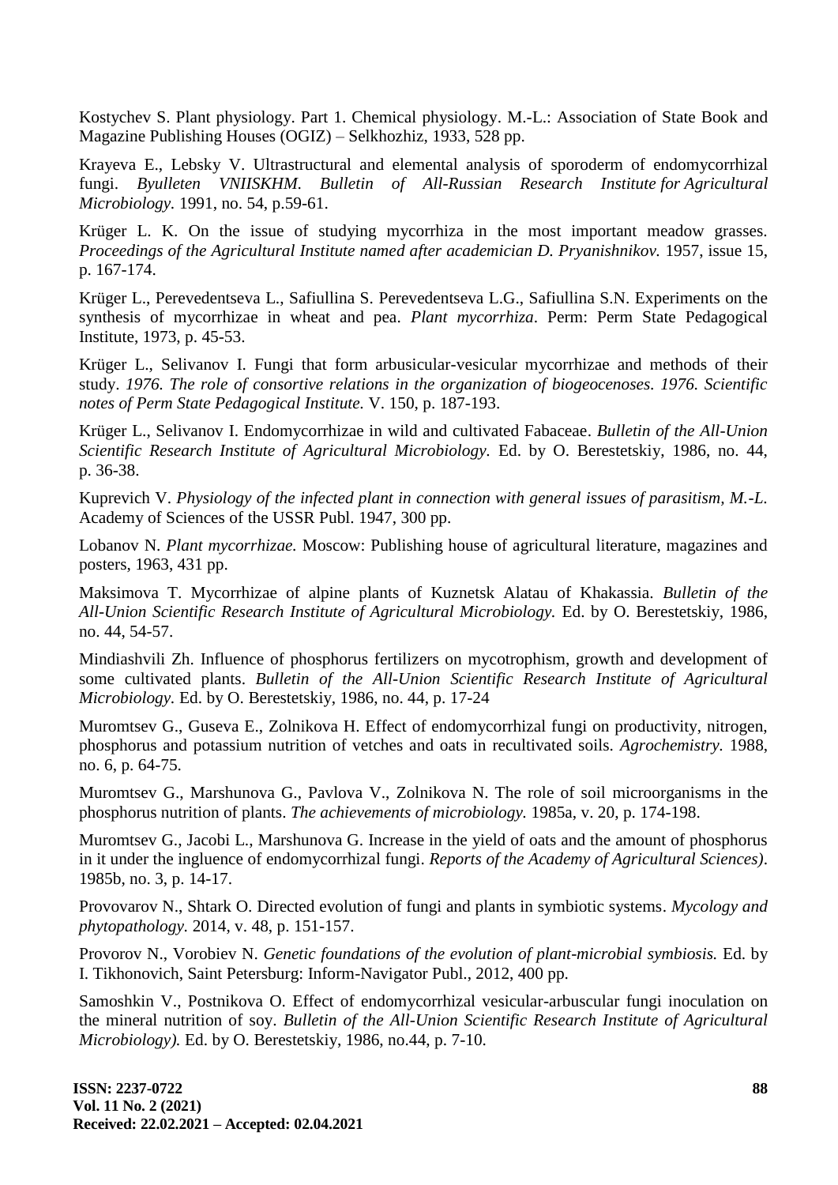Kostychev S. Plant physiology. Part 1. Chemical physiology. M.-L.: Association of State Book and Magazine Publishing Houses (OGIZ) – Selkhozhiz, 1933, 528 pp.

Krayeva E., Lebsky V. Ultrastructural and elemental analysis of sporoderm of endomycorrhizal fungi. *Byulleten VNIISKHM. Bulletin of All-Russian Research Institute for Agricultural Microbiology.* 1991, no. 54, p.59-61.

Krüger L. K. On the issue of studying mycorrhiza in the most important meadow grasses. *Proceedings of the Agricultural Institute named after academician D. Pryanishnikov.* 1957, issue 15, p. 167-174.

Krüger L., Perevedentseva L., Safiullina S. Perevedentseva L.G., Safiullina S.N. Experiments on the synthesis of mycorrhizae in wheat and pea. *Plant mycorrhiza*. Perm: Perm State Pedagogical Institute, 1973, p. 45-53.

Krüger L., Selivanov I. Fungi that form arbusicular-vesicular mycorrhizae and methods of their study. *1976. The role of consortive relations in the organization of biogeocenoses. 1976. Scientific notes of Perm State Pedagogical Institute.* V. 150, p. 187-193.

Krüger L., Selivanov I. Endomycorrhizae in wild and cultivated Fabaceae. *Bulletin of the All-Union Scientific Research Institute of Agricultural Microbiology.* Ed. by O. Berestetskiy, 1986, no. 44, p. 36-38.

Kuprevich V. *Physiology of the infected plant in connection with general issues of parasitism, M.-L.* Academy of Sciences of the USSR Publ. 1947, 300 pp.

Lobanov N. *Plant mycorrhizae.* Moscow: Publishing house of agricultural literature, magazines and posters, 1963, 431 pp.

Maksimova T. Mycorrhizae of alpine plants of Kuznetsk Alatau of Khakassia. *Bulletin of the All-Union Scientific Research Institute of Agricultural Microbiology.* Ed. by O. Berestetskiy, 1986, no. 44, 54-57.

Mindiashvili Zh. Influence of phosphorus fertilizers on mycotrophism, growth and development of some cultivated plants. *Bulletin of the All-Union Scientific Research Institute of Agricultural Microbiology.* Ed. by O. Berestetskiy, 1986, no. 44, p. 17-24

Muromtsev G., Guseva E., Zolnikova H. Effect of endomycorrhizal fungi on productivity, nitrogen, phosphorus and potassium nutrition of vetches and oats in recultivated soils. *Agrochemistry.* 1988, no. 6, p. 64-75.

Muromtsev G., Marshunova G., Pavlova V., Zolnikova N. The role of soil microorganisms in the phosphorus nutrition of plants. *The achievements of microbiology.* 1985a, v. 20, p. 174-198.

Muromtsev G., Jacobi L., Marshunova G. Increase in the yield of oats and the amount of phosphorus in it under the ingluence of endomycorrhizal fungi. *Reports of the Academy of Agricultural Sciences)*. 1985b, no. 3, p. 14-17.

Provovarov N., Shtark O. Directed evolution of fungi and plants in symbiotic systems. *Mycology and phytopathology.* 2014, v. 48, p. 151-157.

Provorov N., Vorobiev N. *Genetic foundations of the evolution of plant-microbial symbiosis.* Ed. by I. Tikhonovich, Saint Petersburg: Inform-Navigator Publ., 2012, 400 pp.

Samoshkin V., Postnikova O. Effect of endomycorrhizal vesicular-arbuscular fungi inoculation on the mineral nutrition of soy. *Bulletin of the All-Union Scientific Research Institute of Agricultural Microbiology).* Ed. by O. Berestetskiy, 1986, no.44, p. 7-10.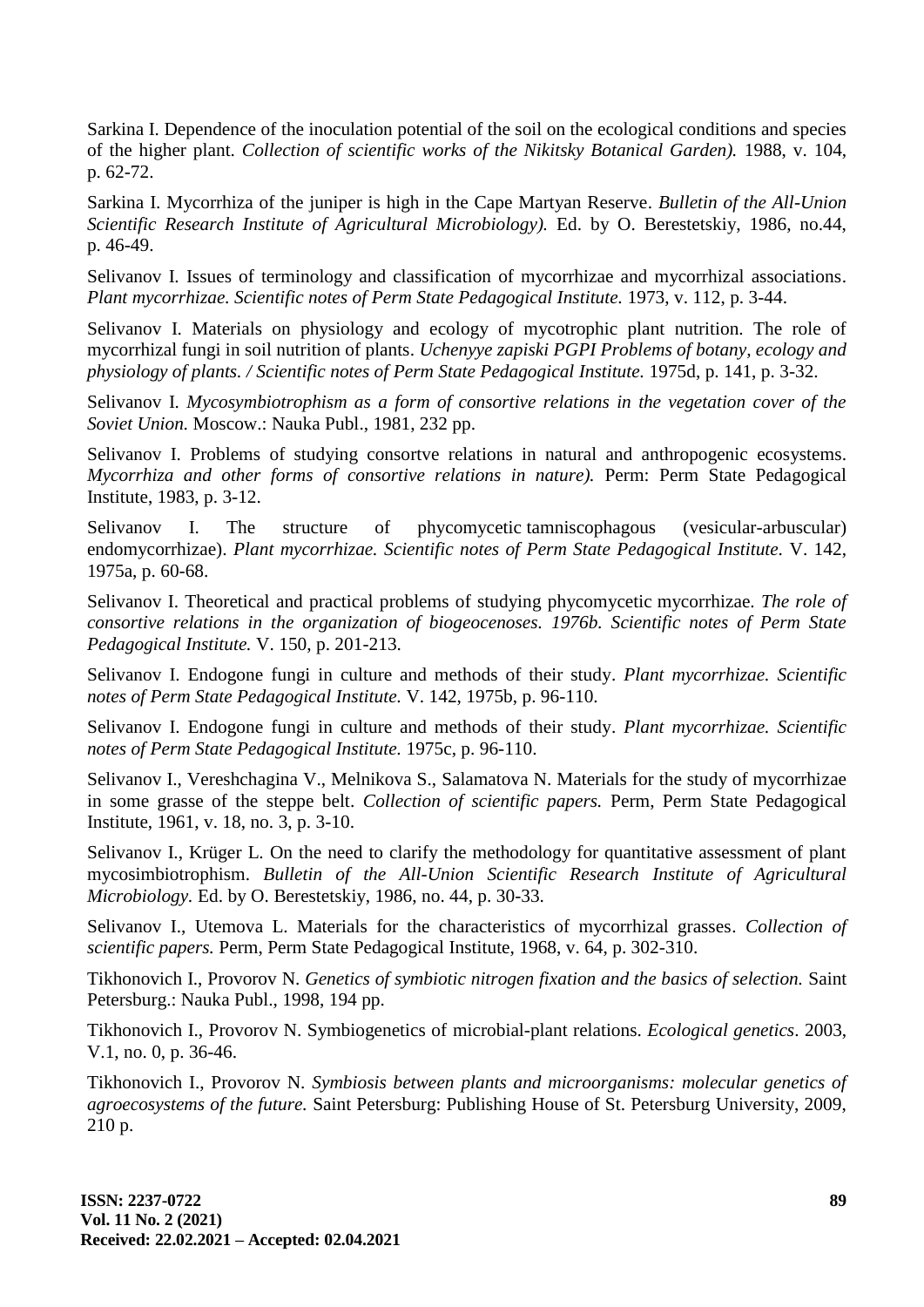Sarkina I. Dependence of the inoculation potential of the soil on the ecological conditions and species of the higher plant. *Collection of scientific works of the Nikitsky Botanical Garden).* 1988, v. 104, p. 62-72.

Sarkina I. Mycorrhiza of the juniper is high in the Cape Martyan Reserve. *Bulletin of the All-Union Scientific Research Institute of Agricultural Microbiology).* Ed. by O. Berestetskiy, 1986, no.44, p. 46-49.

Selivanov I. Issues of terminology and classification of mycorrhizae and mycorrhizal associations. *Plant mycorrhizae. Scientific notes of Perm State Pedagogical Institute.* 1973, v. 112, p. 3-44.

Selivanov I. Materials on physiology and ecology of mycotrophic plant nutrition. The role of mycorrhizal fungi in soil nutrition of plants. *Uchenyye zapiski PGPI Problems of botany, ecology and physiology of plants. / Scientific notes of Perm State Pedagogical Institute.* 1975d, p. 141, p. 3-32.

Selivanov I. *Mycosymbiotrophism as a form of consortive relations in the vegetation cover of the Soviet Union.* Moscow.: Nauka Publ., 1981, 232 pp.

Selivanov I. Problems of studying consortve relations in natural and anthropogenic ecosystems. *Mycorrhiza and other forms of consortive relations in nature).* Perm: Perm State Pedagogical Institute, 1983, p. 3-12.

Selivanov I. The structure of phycomycetic tamniscophagous (vesicular-arbuscular) endomycorrhizae). *Plant mycorrhizae. Scientific notes of Perm State Pedagogical Institute.* V. 142, 1975a, p. 60-68.

Selivanov I. Theoretical and practical problems of studying phycomycetic mycorrhizae. *The role of consortive relations in the organization of biogeocenoses. 1976b. Scientific notes of Perm State Pedagogical Institute.* V. 150, p. 201-213.

Selivanov I. Endogone fungi in culture and methods of their study. *Plant mycorrhizae. Scientific notes of Perm State Pedagogical Institute.* V. 142, 1975b, p. 96-110.

Selivanov I. Endogone fungi in culture and methods of their study. *Plant mycorrhizae. Scientific notes of Perm State Pedagogical Institute.* 1975c, p. 96-110.

Selivanov I., Vereshchagina V., Melnikova S., Salamatova N. Materials for the study of mycorrhizae in some grasse of the steppe belt. *Collection of scientific papers.* Perm, Perm State Pedagogical Institute, 1961, v. 18, no. 3, p. 3-10.

Selivanov I., Krüger L. On the need to clarify the methodology for quantitative assessment of plant mycosimbiotrophism. *Bulletin of the All-Union Scientific Research Institute of Agricultural Microbiology.* Ed. by O. Berestetskiy, 1986, no. 44, p. 30-33.

Selivanov I., Utemova L. Materials for the characteristics of mycorrhizal grasses. *Collection of scientific papers.* Perm, Perm State Pedagogical Institute, 1968, v. 64, p. 302-310.

Tikhonovich I., Provorov N. *Genetics of symbiotic nitrogen fixation and the basics of selection.* Saint Petersburg.: Nauka Publ., 1998, 194 pp.

Tikhonovich I., Provorov N. Symbiogenetics of microbial-plant relations. *Ecological genetics*. 2003, V.1, no. 0, p. 36-46.

Tikhonovich I., Provorov N. *Symbiosis between plants and microorganisms: molecular genetics of agroecosystems of the future.* Saint Petersburg: Publishing House of St. Petersburg University, 2009, 210 p.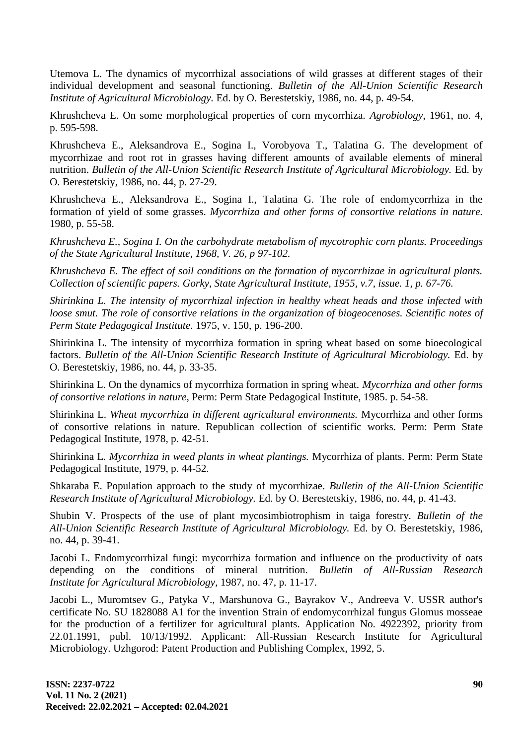Utemova L. The dynamics of mycorrhizal associations of wild grasses at different stages of their individual development and seasonal functioning. *Bulletin of the All-Union Scientific Research Institute of Agricultural Microbiology.* Ed. by O. Berestetskiy, 1986, no. 44, p. 49-54.

Khrushcheva E. On some morphological properties of corn mycorrhiza. *Agrobiology*, 1961, no. 4, p. 595-598.

Khrushcheva E., Aleksandrova E., Sogina I., Vorobyova T., Talatina G. The development of mycorrhizae and root rot in grasses having different amounts of available elements of mineral nutrition. *Bulletin of the All-Union Scientific Research Institute of Agricultural Microbiology.* Ed. by O. Berestetskiy, 1986, no. 44, p. 27-29.

Khrushcheva E., Aleksandrova E., Sogina I., Talatina G. The role of endomycorrhiza in the formation of yield of some grasses. *Mycorrhiza and other forms of consortive relations in nature.* 1980, p. 55-58.

*Khrushcheva E., Sogina I. On the carbohydrate metabolism of mycotrophic corn plants. Proceedings of the State Agricultural Institute, 1968, V. 26, p 97-102.*

*Khrushcheva E. The effect of soil conditions on the formation of mycorrhizae in agricultural plants. Collection of scientific papers. Gorky, State Agricultural Institute, 1955, v.7, issue. 1, p. 67-76.*

*Shirinkina L. The intensity of mycorrhizal infection in healthy wheat heads and those infected with loose smut. The role of consortive relations in the organization of biogeocenoses. Scientific notes of Perm State Pedagogical Institute.* 1975, v. 150, p. 196-200.

Shirinkina L. The intensity of mycorrhiza formation in spring wheat based on some bioecological factors. *Bulletin of the All-Union Scientific Research Institute of Agricultural Microbiology.* Ed. by O. Berestetskiy, 1986, no. 44, p. 33-35.

Shirinkina L. On the dynamics of mycorrhiza formation in spring wheat. *Mycorrhiza and other forms of consortive relations in nature*, Perm: Perm State Pedagogical Institute, 1985. p. 54-58.

Shirinkina L. *Wheat mycorrhiza in different agricultural environments.* Mycorrhiza and other forms of consortive relations in nature. Republican collection of scientific works. Perm: Perm State Pedagogical Institute, 1978, p. 42-51.

Shirinkina L. *Mycorrhiza in weed plants in wheat plantings.* Mycorrhiza of plants. Perm: Perm State Pedagogical Institute, 1979, p. 44-52.

Shkaraba E. Population approach to the study of mycorrhizae. *Bulletin of the All-Union Scientific Research Institute of Agricultural Microbiology.* Ed. by O. Berestetskiy, 1986, no. 44, p. 41-43.

Shubin V. Prospects of the use of plant mycosimbiotrophism in taiga forestry. *Bulletin of the All-Union Scientific Research Institute of Agricultural Microbiology.* Ed. by O. Berestetskiy, 1986, no. 44, p. 39-41.

Jacobi L. Endomycorrhizal fungi: mycorrhiza formation and influence on the productivity of oats depending on the conditions of mineral nutrition. *Bulletin of All-Russian Research Institute for Agricultural Microbiology*, 1987, no. 47, p. 11-17.

Jacobi L., Muromtsev G., Patyka V., Marshunova G., Bayrakov V., Andreeva V. USSR author's certificate No. SU 1828088 A1 for the invention Strain of endomycorrhizal fungus Glomus mosseae for the production of a fertilizer for agricultural plants. Application No. 4922392, priority from 22.01.1991, publ. 10/13/1992. Applicant: All-Russian Research Institute for Agricultural Microbiology. Uzhgorod: Patent Production and Publishing Complex, 1992, 5.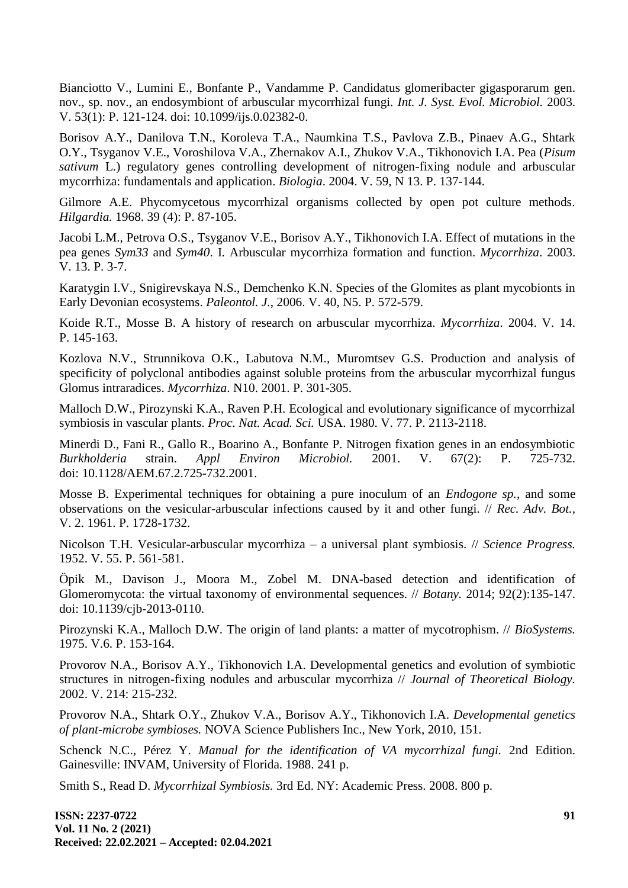Bianciotto V., Lumini E., Bonfante P., Vandamme P. Candidatus glomeribacter gigasporarum gen. nov., sp. nov., an endosymbiont of arbuscular mycorrhizal fungi. *Int. J. Syst. Evol. Microbiol.* 2003. V. 53(1): P. 121-124. doi: 10.1099/ijs.0.02382-0.

Borisov A.Y., Danilova T.N., Koroleva T.A., Naumkina T.S., Pavlova Z.B., Pinaev A.G., Shtark O.Y., Tsyganov V.E., Voroshilova V.A., Zhernakov A.I., Zhukov V.A., Tikhonovich I.A. Pea (*Pisum sativum* L.) regulatory genes controlling development of nitrogen-fixing nodule and arbuscular mycorrhiza: fundamentals and application. *Biologia*. 2004. V. 59, N 13. P. 137-144.

Gilmore A.E. Phycomycetous mycorrhizal organisms collected by open pot culture methods. *Hilgardia.* 1968. 39 (4): P. 87-105.

Jacobi L.M., Petrova O.S., Tsyganov V.E., Borisov A.Y., Tikhonovich I.A. Effect of mutations in the pea genes *Sym33* and *Sym40*. I. Arbuscular mycorrhiza formation and function. *Mycorrhiza*. 2003. V. 13. P. 3-7.

Karatygin I.V., Snigirevskaya N.S., Demchenko K.N. Species of the Glomites as plant mycobionts in Early Devonian ecosystems. *Paleontol. J.*, 2006. V. 40, N5. P. 572-579.

Koide R.T., Mosse B. A history of research on arbuscular mycorrhiza. *Mycorrhiza*. 2004. V. 14. P. 145-163.

Kozlova N.V., Strunnikova O.K., Labutova N.M., Muromtsev G.S. Production and analysis of specificity of polyclonal antibodies against soluble proteins from the arbuscular mycorrhizal fungus Glomus intraradices. *Mycorrhiza*. N10. 2001. P. 301-305.

Malloch D.W., Pirozynski K.A., Raven P.H. Ecological and evolutionary significance of mycorrhizal symbiosis in vascular plants. *Proc. Nat. Acad. Sci.* USA. 1980. V. 77. P. 2113-2118.

Minerdi D., Fani R., Gallo R., Boarino A., Bonfante P. Nitrogen fixation genes in an endosymbiotic *Burkholderia* strain. *Appl Environ Microbiol.* 2001. V. 67(2): P. 725-732. doi: 10.1128/AEM.67.2.725-732.2001.

Mosse B. Experimental techniques for obtaining a pure inoculum of an *Endogone sp.*, and some observations on the vesicular-arbuscular infections caused by it and other fungi. // *Rec. Adv. Bot.*, V. 2. 1961. P. 1728-1732.

Nicolson T.H. Vesicular-arbuscular mycorrhiza – a universal plant symbiosis. // *Science Progress.* 1952. V. 55. P. 561-581.

Öpik M., Davison J., Moora M., Zobel M. DNA-based detection and identification of Glomeromycota: the virtual taxonomy of environmental sequences. // *Botany.* 2014; 92(2):135-147. doi: 10.1139/cjb-2013-0110.

Pirozynski K.A., Malloch D.W. The origin of land plants: a matter of mycotrophism. // *BioSystems.* 1975. V.6. P. 153-164.

Provorov N.A., Borisov A.Y., Tikhonovich I.A. Developmental genetics and evolution of symbiotic structures in nitrogen-fixing nodules and arbuscular mycorrhiza // *Journal of Theoretical Biology.* 2002. V. 214: 215-232.

Provorov N.A., Shtark O.Y., Zhukov V.A., Borisov A.Y., Tikhonovich I.A. *Developmental genetics of plant-microbe symbioses.* NOVA Science Publishers Inc., New York, 2010, 151.

Schenck N.C., Pérez Y. *Manual for the identification of VA mycorrhizal fungi.* 2nd Edition. Gainesville: INVAM, University of Florida. 1988. 241 p.

Smith S., Read D. *Mycorrhizal Symbiosis.* 3rd Ed. NY: Academic Press. 2008. 800 p.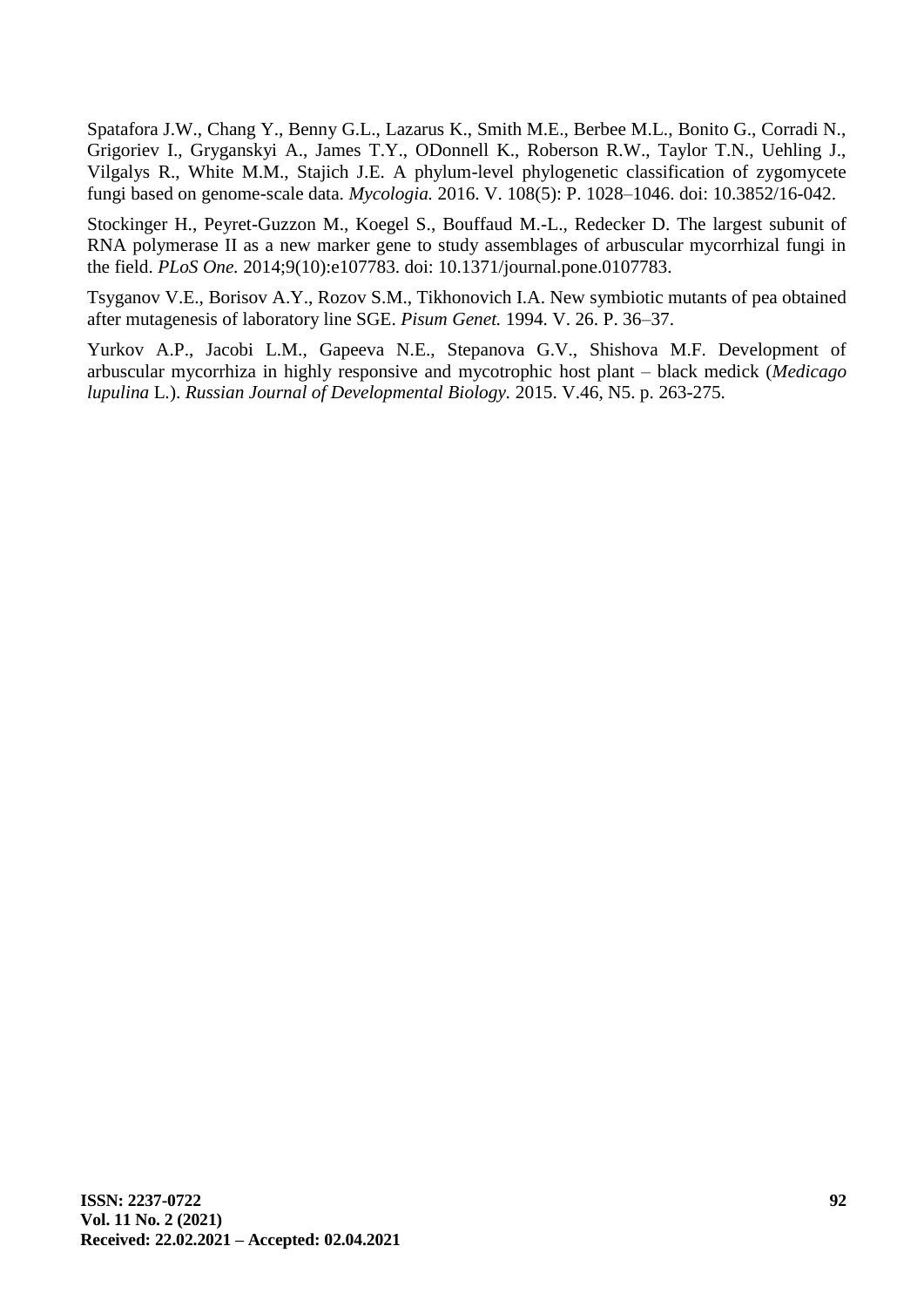Spatafora J.W., Chang Y., Benny G.L., Lazarus K., Smith M.E., Berbee M.L., Bonito G., Corradi N., Grigoriev I., Gryganskyi A., James T.Y., ODonnell K., Roberson R.W., Taylor T.N., Uehling J., Vilgalys R., White M.M., Stajich J.E. A phylum-level phylogenetic classification of zygomycete fungi based on genome-scale data. *Mycologia.* 2016. V. 108(5): P. 1028–1046. doi: 10.3852/16-042.

Stockinger H., Peyret-Guzzon M., Koegel S., Bouffaud M.-L., Redecker D. The largest subunit of RNA polymerase II as a new marker gene to study assemblages of arbuscular mycorrhizal fungi in the field. *PLoS One.* 2014;9(10):e107783. doi: 10.1371/journal.pone.0107783.

Tsyganov V.E., Borisov A.Y., Rozov S.M., Tikhonovich I.A. New symbiotic mutants of pea obtained after mutagenesis of laboratory line SGE. *Pisum Genet.* 1994. V. 26. P. 36–37.

Yurkov A.P., Jacobi L.M., Gapeeva N.E., Stepanova G.V., Shishova M.F. Development of arbuscular mycorrhiza in highly responsive and mycotrophic host plant – black medick (*Medicago lupulina* L.). *Russian Journal of Developmental Biology.* 2015. V.46, N5. p. 263-275.